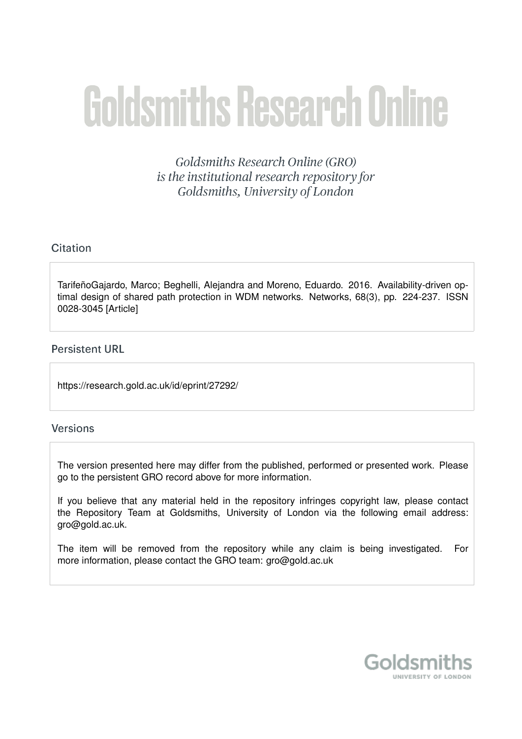# Goldsmiths Research Online

*Goldsmiths Research Online (GRO) is the institutional research repository for Goldsmiths, University of London*

## Citation

TarifeñoGajardo, Marco; Beghelli, Alejandra and Moreno, Eduardo. 2016. Availability-driven optimal design of shared path protection in WDM networks. Networks, 68(3), pp. 224-237. ISSN 0028-3045 [Article]

## Persistent URL

https://research.gold.ac.uk/id/eprint/27292/

## Versions

The version presented here may differ from the published, performed or presented work. Please go to the persistent GRO record above for more information.

If you believe that any material held in the repository infringes copyright law, please contact the Repository Team at Goldsmiths, University of London via the following email address: gro@gold.ac.uk.

The item will be removed from the repository while any claim is being investigated. For more information, please contact the GRO team: gro@gold.ac.uk

Goldsmiths
UNIVERSITY OF LONDON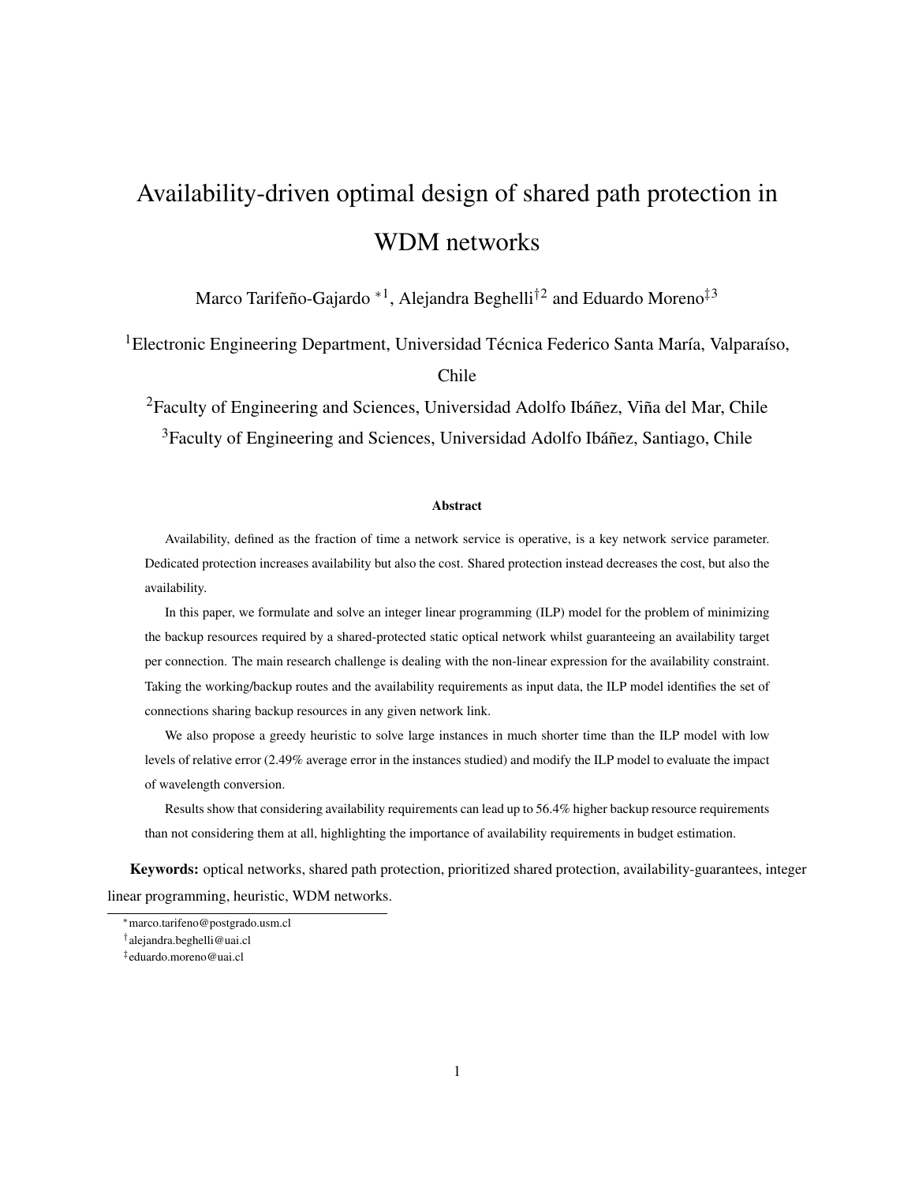# Availability-driven optimal design of shared path protection in WDM networks

Marco Tarifeño-Gajardo *[1], Alejandra Beghelli†[2] and Eduardo Moreno‡[3]

[1]Electronic Engineering Department, Universidad Técnica Federico Santa María, Valparaíso, Chile

[2]Faculty of Engineering and Sciences, Universidad Adolfo Ibáñez, Viña del Mar, Chile

[3]Faculty of Engineering and Sciences, Universidad Adolfo Ibáñez, Santiago, Chile

### Abstract

Availability, defined as the fraction of time a network service is operative, is a key network service parameter. Dedicated protection increases availability but also the cost. Shared protection instead decreases the cost, but also the availability.

In this paper, we formulate and solve an integer linear programming (ILP) model for the problem of minimizing the backup resources required by a shared-protected static optical network whilst guaranteeing an availability target per connection. The main research challenge is dealing with the non-linear expression for the availability constraint. Taking the working/backup routes and the availability requirements as input data, the ILP model identifies the set of connections sharing backup resources in any given network link.

We also propose a greedy heuristic to solve large instances in much shorter time than the ILP model with low levels of relative error (2.49% average error in the instances studied) and modify the ILP model to evaluate the impact of wavelength conversion.

Results show that considering availability requirements can lead up to 56.4% higher backup resource requirements than not considering them at all, highlighting the importance of availability requirements in budget estimation.

**Keywords:** optical networks, shared path protection, prioritized shared protection, availability-guarantees, integer linear programming, heuristic, WDM networks.

---

*marco.tarifeno@postgrado.usm.cl

†alejandra.beghelli@uai.cl

‡eduardo.moreno@uai.cl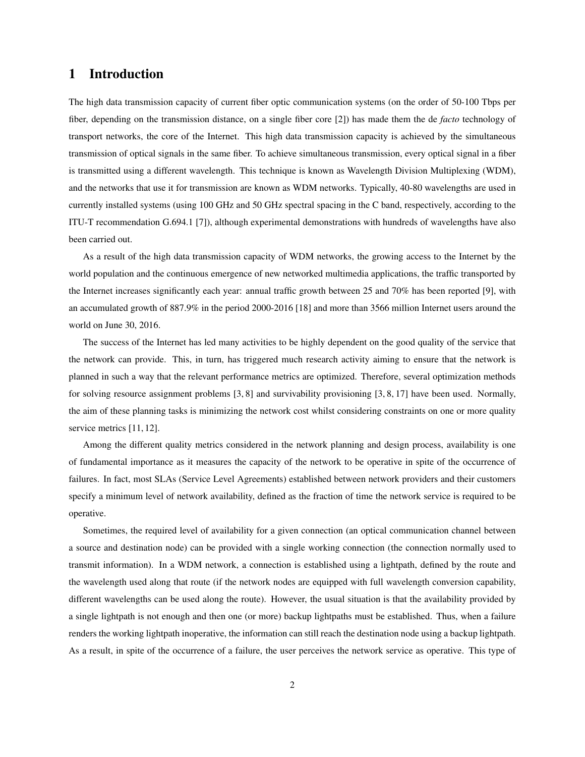# 1 Introduction

The high data transmission capacity of current fiber optic communication systems (on the order of 50-100 Tbps per fiber, depending on the transmission distance, on a single fiber core [2]) has made them the de *facto* technology of transport networks, the core of the Internet. This high data transmission capacity is achieved by the simultaneous transmission of optical signals in the same fiber. To achieve simultaneous transmission, every optical signal in a fiber is transmitted using a different wavelength. This technique is known as Wavelength Division Multiplexing (WDM), and the networks that use it for transmission are known as WDM networks. Typically, 40-80 wavelengths are used in currently installed systems (using 100 GHz and 50 GHz spectral spacing in the C band, respectively, according to the ITU-T recommendation G.694.1 [7]), although experimental demonstrations with hundreds of wavelengths have also been carried out.

As a result of the high data transmission capacity of WDM networks, the growing access to the Internet by the world population and the continuous emergence of new networked multimedia applications, the traffic transported by the Internet increases significantly each year: annual traffic growth between 25 and 70% has been reported [9], with an accumulated growth of 887.9% in the period 2000-2016 [18] and more than 3566 million Internet users around the world on June 30, 2016.

The success of the Internet has led many activities to be highly dependent on the good quality of the service that the network can provide. This, in turn, has triggered much research activity aiming to ensure that the network is planned in such a way that the relevant performance metrics are optimized. Therefore, several optimization methods for solving resource assignment problems [3, 8] and survivability provisioning [3, 8, 17] have been used. Normally, the aim of these planning tasks is minimizing the network cost whilst considering constraints on one or more quality service metrics [11, 12].

Among the different quality metrics considered in the network planning and design process, availability is one of fundamental importance as it measures the capacity of the network to be operative in spite of the occurrence of failures. In fact, most SLAs (Service Level Agreements) established between network providers and their customers specify a minimum level of network availability, defined as the fraction of time the network service is required to be operative.

Sometimes, the required level of availability for a given connection (an optical communication channel between a source and destination node) can be provided with a single working connection (the connection normally used to transmit information). In a WDM network, a connection is established using a lightpath, defined by the route and the wavelength used along that route (if the network nodes are equipped with full wavelength conversion capability, different wavelengths can be used along the route). However, the usual situation is that the availability provided by a single lightpath is not enough and then one (or more) backup lightpaths must be established. Thus, when a failure renders the working lightpath inoperative, the information can still reach the destination node using a backup lightpath. As a result, in spite of the occurrence of a failure, the user perceives the network service as operative. This type of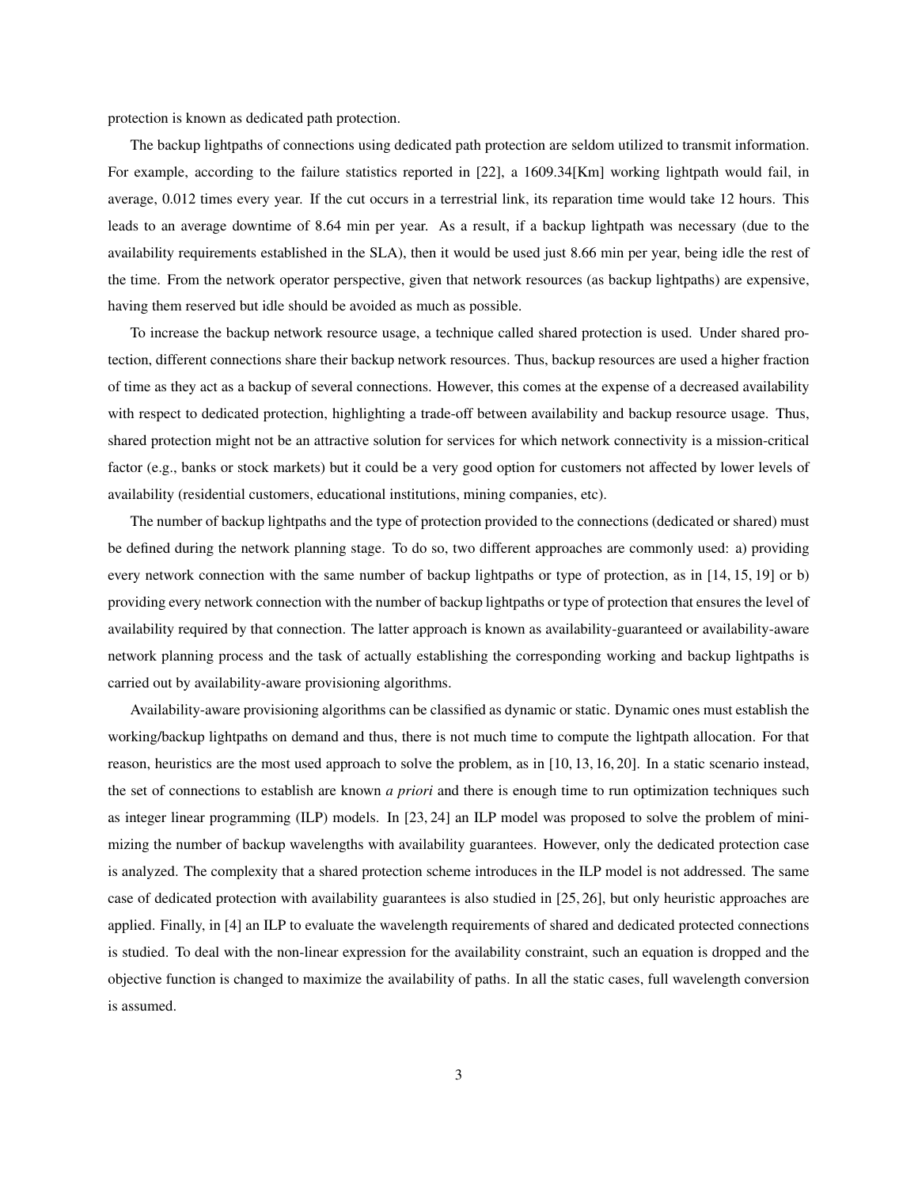protection is known as dedicated path protection.

The backup lightpaths of connections using dedicated path protection are seldom utilized to transmit information. For example, according to the failure statistics reported in [22], a 1609.34[Km] working lightpath would fail, in average, 0.012 times every year. If the cut occurs in a terrestrial link, its reparation time would take 12 hours. This leads to an average downtime of 8.64 min per year. As a result, if a backup lightpath was necessary (due to the availability requirements established in the SLA), then it would be used just 8.66 min per year, being idle the rest of the time. From the network operator perspective, given that network resources (as backup lightpaths) are expensive, having them reserved but idle should be avoided as much as possible.

To increase the backup network resource usage, a technique called shared protection is used. Under shared protection, different connections share their backup network resources. Thus, backup resources are used a higher fraction of time as they act as a backup of several connections. However, this comes at the expense of a decreased availability with respect to dedicated protection, highlighting a trade-off between availability and backup resource usage. Thus, shared protection might not be an attractive solution for services for which network connectivity is a mission-critical factor (e.g., banks or stock markets) but it could be a very good option for customers not affected by lower levels of availability (residential customers, educational institutions, mining companies, etc).

The number of backup lightpaths and the type of protection provided to the connections (dedicated or shared) must be defined during the network planning stage. To do so, two different approaches are commonly used: a) providing every network connection with the same number of backup lightpaths or type of protection, as in [14, 15, 19] or b) providing every network connection with the number of backup lightpaths or type of protection that ensures the level of availability required by that connection. The latter approach is known as availability-guaranteed or availability-aware network planning process and the task of actually establishing the corresponding working and backup lightpaths is carried out by availability-aware provisioning algorithms.

Availability-aware provisioning algorithms can be classified as dynamic or static. Dynamic ones must establish the working/backup lightpaths on demand and thus, there is not much time to compute the lightpath allocation. For that reason, heuristics are the most used approach to solve the problem, as in [10, 13, 16, 20]. In a static scenario instead, the set of connections to establish are known *a priori* and there is enough time to run optimization techniques such as integer linear programming (ILP) models. In [23, 24] an ILP model was proposed to solve the problem of minimizing the number of backup wavelengths with availability guarantees. However, only the dedicated protection case is analyzed. The complexity that a shared protection scheme introduces in the ILP model is not addressed. The same case of dedicated protection with availability guarantees is also studied in [25, 26], but only heuristic approaches are applied. Finally, in [4] an ILP to evaluate the wavelength requirements of shared and dedicated protected connections is studied. To deal with the non-linear expression for the availability constraint, such an equation is dropped and the objective function is changed to maximize the availability of paths. In all the static cases, full wavelength conversion is assumed.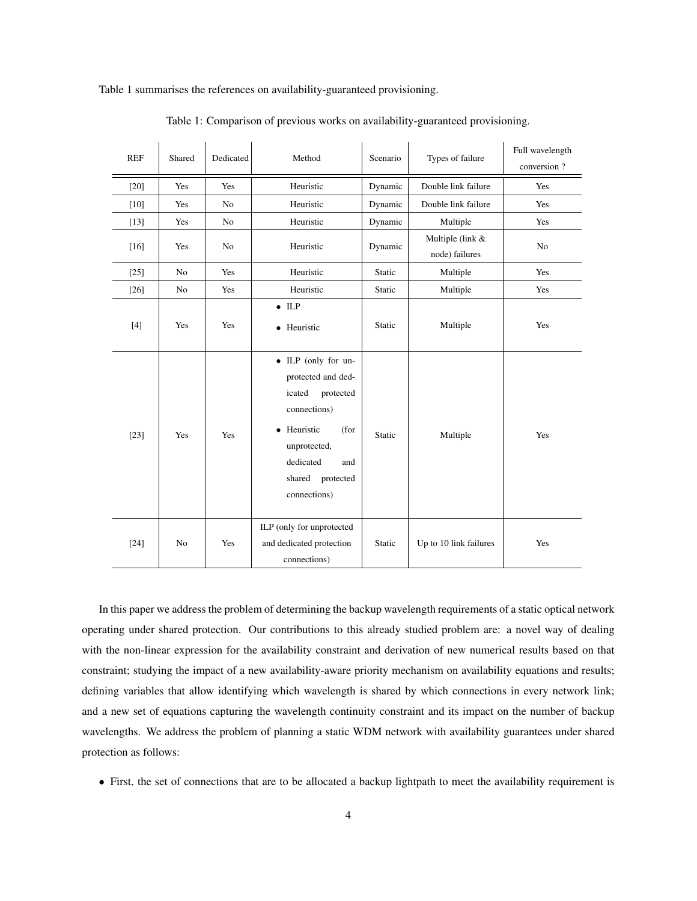Table 1 summarises the references on availability-guaranteed provisioning.

Table 1: Comparison of previous works on availability-guaranteed provisioning.

| REF | Shared | Dedicated | Method | Scenario | Types of failure | Full wavelength conversion ? |
|---|---|---|---|---|---|---|
| [20] | Yes | Yes | Heuristic | Dynamic | Double link failure | Yes |
| [10] | Yes | No | Heuristic | Dynamic | Double link failure | Yes |
| [13] | Yes | No | Heuristic | Dynamic | Multiple | Yes |
| [16] | Yes | No | Heuristic | Dynamic | Multiple (link & node) failures | No |
| [25] | No | Yes | Heuristic | Static | Multiple | Yes |
| [26] | No | Yes | Heuristic | Static | Multiple | Yes |
| [4] | Yes | Yes | • ILP<br>• Heuristic | Static | Multiple | Yes |
| [23] | Yes | Yes | • ILP (only for unprotected and dedicated protected connections)<br>• Heuristic (for unprotected, dedicated and shared protected connections) | Static | Multiple | Yes |
| [24] | No | Yes | ILP (only for unprotected and dedicated protection connections) | Static | Up to 10 link failures | Yes |

In this paper we address the problem of determining the backup wavelength requirements of a static optical network operating under shared protection. Our contributions to this already studied problem are: a novel way of dealing with the non-linear expression for the availability constraint and derivation of new numerical results based on that constraint; studying the impact of a new availability-aware priority mechanism on availability equations and results; defining variables that allow identifying which wavelength is shared by which connections in every network link; and a new set of equations capturing the wavelength continuity constraint and its impact on the number of backup wavelengths. We address the problem of planning a static WDM network with availability guarantees under shared protection as follows:

- First, the set of connections that are to be allocated a backup lightpath to meet the availability requirement is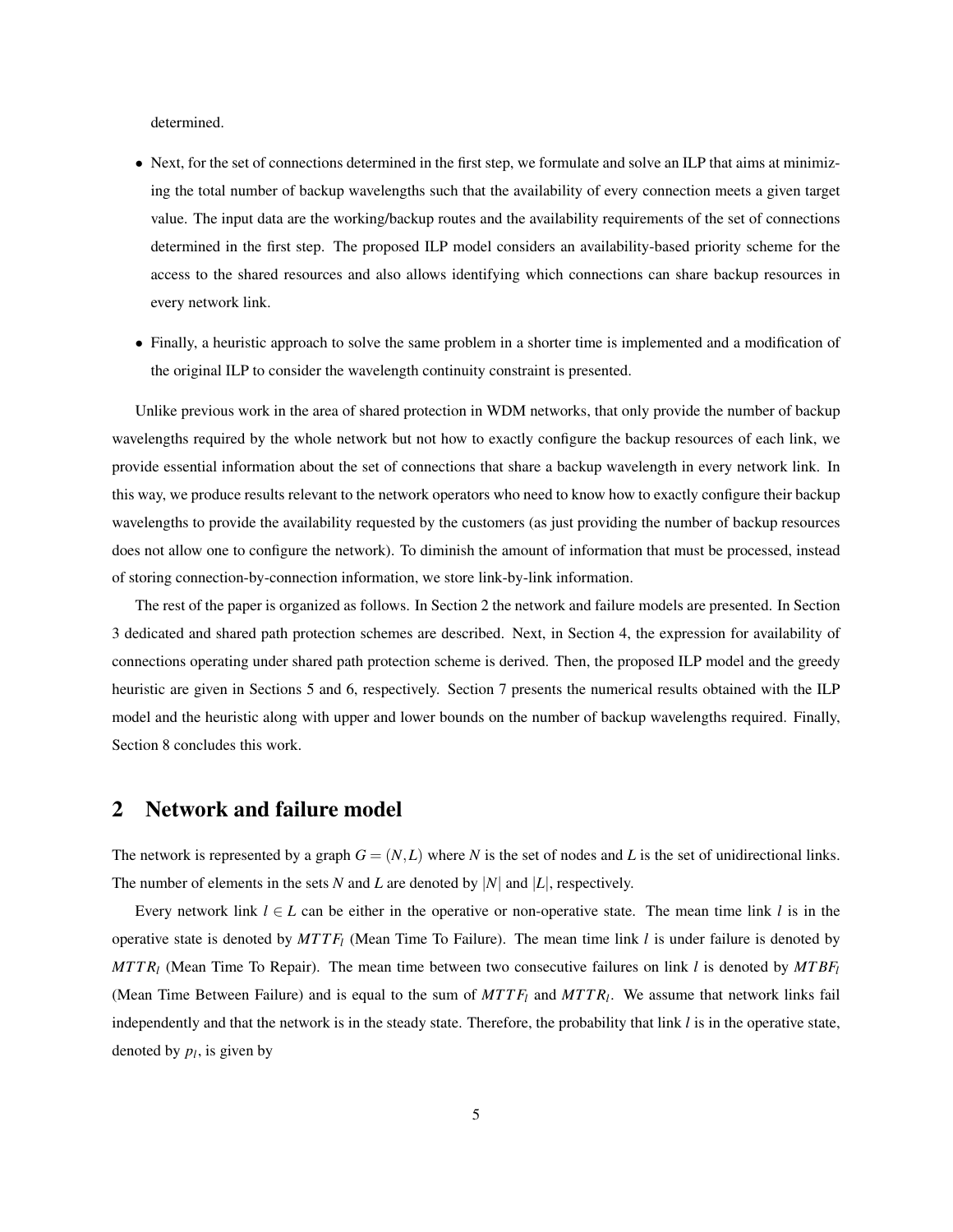determined.

- Next, for the set of connections determined in the first step, we formulate and solve an ILP that aims at minimizing the total number of backup wavelengths such that the availability of every connection meets a given target value. The input data are the working/backup routes and the availability requirements of the set of connections determined in the first step. The proposed ILP model considers an availability-based priority scheme for the access to the shared resources and also allows identifying which connections can share backup resources in every network link.
- Finally, a heuristic approach to solve the same problem in a shorter time is implemented and a modification of the original ILP to consider the wavelength continuity constraint is presented.

Unlike previous work in the area of shared protection in WDM networks, that only provide the number of backup wavelengths required by the whole network but not how to exactly configure the backup resources of each link, we provide essential information about the set of connections that share a backup wavelength in every network link. In this way, we produce results relevant to the network operators who need to know how to exactly configure their backup wavelengths to provide the availability requested by the customers (as just providing the number of backup resources does not allow one to configure the network). To diminish the amount of information that must be processed, instead of storing connection-by-connection information, we store link-by-link information.

The rest of the paper is organized as follows. In Section 2 the network and failure models are presented. In Section 3 dedicated and shared path protection schemes are described. Next, in Section 4, the expression for availability of connections operating under shared path protection scheme is derived. Then, the proposed ILP model and the greedy heuristic are given in Sections 5 and 6, respectively. Section 7 presents the numerical results obtained with the ILP model and the heuristic along with upper and lower bounds on the number of backup wavelengths required. Finally, Section 8 concludes this work.

## 2 Network and failure model

The network is represented by a graph $G = (N, L)$ where $N$ is the set of nodes and $L$ is the set of unidirectional links. The number of elements in the sets $N$ and $L$ are denoted by $|N|$ and $|L|$, respectively.

Every network link $l \in L$ can be either in the operative or non-operative state. The mean time link $l$ is in the operative state is denoted by $MTTF_l$ (Mean Time To Failure). The mean time link $l$ is under failure is denoted by $MTTR_l$ (Mean Time To Repair). The mean time between two consecutive failures on link $l$ is denoted by $MTBF_l$ (Mean Time Between Failure) and is equal to the sum of $MTTF_l$ and $MTTR_l$. We assume that network links fail independently and that the network is in the steady state. Therefore, the probability that link $l$ is in the operative state, denoted by $p_l$, is given by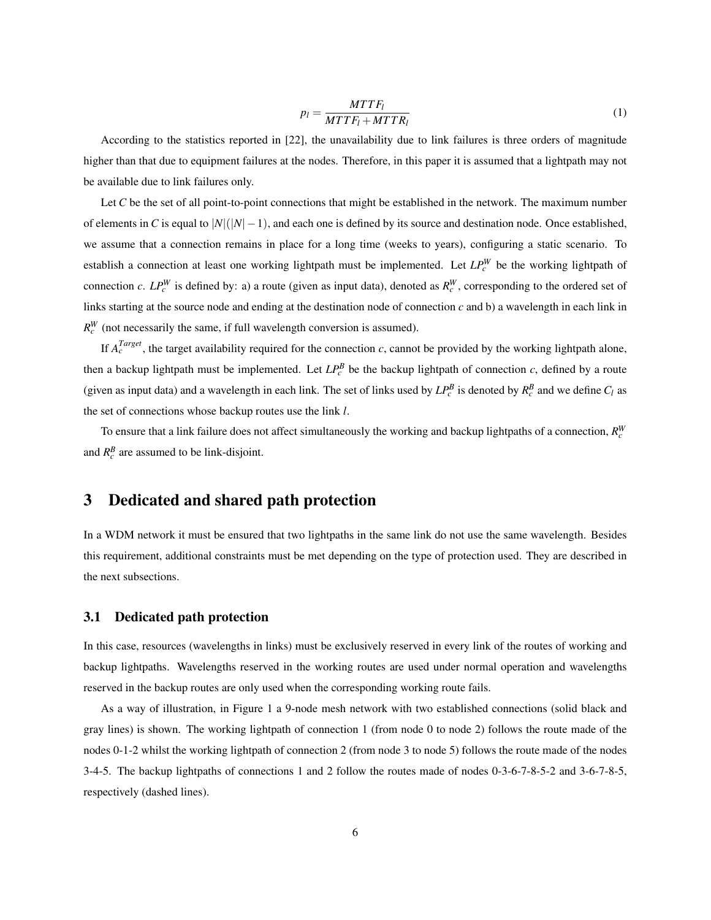$$p_l = \frac{MTTF_l}{MTTF_l + MTTR_l} \tag{1}$$

According to the statistics reported in [22], the unavailability due to link failures is three orders of magnitude higher than that due to equipment failures at the nodes. Therefore, in this paper it is assumed that a lightpath may not be available due to link failures only.

Let $C$ be the set of all point-to-point connections that might be established in the network. The maximum number of elements in $C$ is equal to $|N|(|N|-1)$, and each one is defined by its source and destination node. Once established, we assume that a connection remains in place for a long time (weeks to years), configuring a static scenario. To establish a connection at least one working lightpath must be implemented. Let $LP_c^W$ be the working lightpath of connection $c$. $LP_c^W$ is defined by: a) a route (given as input data), denoted as $R_c^W$, corresponding to the ordered set of links starting at the source node and ending at the destination node of connection $c$ and b) a wavelength in each link in $R_c^W$ (not necessarily the same, if full wavelength conversion is assumed).

If $A_c^{Target}$, the target availability required for the connection $c$, cannot be provided by the working lightpath alone, then a backup lightpath must be implemented. Let $LP_c^B$ be the backup lightpath of connection $c$, defined by a route (given as input data) and a wavelength in each link. The set of links used by $LP_c^B$ is denoted by $R_c^B$ and we define $C_l$ as the set of connections whose backup routes use the link $l$.

To ensure that a link failure does not affect simultaneously the working and backup lightpaths of a connection, $R_c^W$ and $R_c^B$ are assumed to be link-disjoint.

# 3 Dedicated and shared path protection

In a WDM network it must be ensured that two lightpaths in the same link do not use the same wavelength. Besides this requirement, additional constraints must be met depending on the type of protection used. They are described in the next subsections.

## 3.1 Dedicated path protection

In this case, resources (wavelengths in links) must be exclusively reserved in every link of the routes of working and backup lightpaths. Wavelengths reserved in the working routes are used under normal operation and wavelengths reserved in the backup routes are only used when the corresponding working route fails.

As a way of illustration, in Figure 1 a 9-node mesh network with two established connections (solid black and gray lines) is shown. The working lightpath of connection 1 (from node 0 to node 2) follows the route made of the nodes 0-1-2 whilst the working lightpath of connection 2 (from node 3 to node 5) follows the route made of the nodes 3-4-5. The backup lightpaths of connections 1 and 2 follow the routes made of nodes 0-3-6-7-8-5-2 and 3-6-7-8-5, respectively (dashed lines).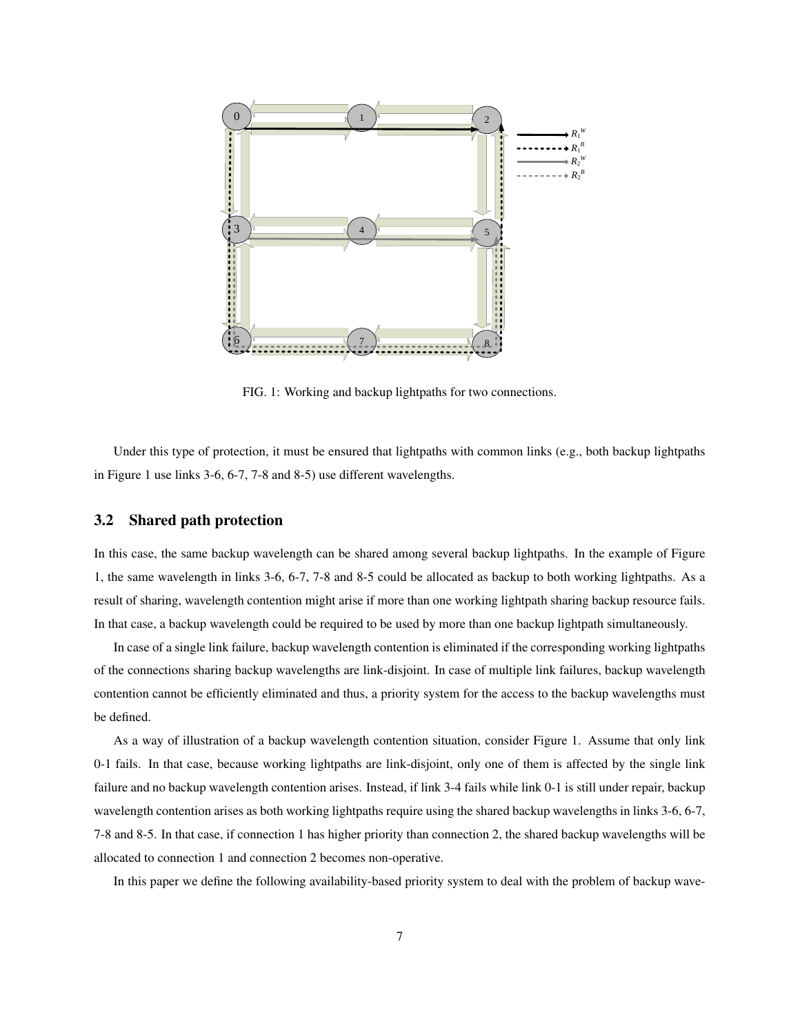FIG. 1: Working and backup lightpaths for two connections.

Under this type of protection, it must be ensured that lightpaths with common links (e.g., both backup lightpaths in Figure 1 use links 3-6, 6-7, 7-8 and 8-5) use different wavelengths.

### 3.2 Shared path protection

In this case, the same backup wavelength can be shared among several backup lightpaths. In the example of Figure 1, the same wavelength in links 3-6, 6-7, 7-8 and 8-5 could be allocated as backup to both working lightpaths. As a result of sharing, wavelength contention might arise if more than one working lightpath sharing backup resource fails. In that case, a backup wavelength could be required to be used by more than one backup lightpath simultaneously.

In case of a single link failure, backup wavelength contention is eliminated if the corresponding working lightpaths of the connections sharing backup wavelengths are link-disjoint. In case of multiple link failures, backup wavelength contention cannot be efficiently eliminated and thus, a priority system for the access to the backup wavelengths must be defined.

As a way of illustration of a backup wavelength contention situation, consider Figure 1. Assume that only link 0-1 fails. In that case, because working lightpaths are link-disjoint, only one of them is affected by the single link failure and no backup wavelength contention arises. Instead, if link 3-4 fails while link 0-1 is still under repair, backup wavelength contention arises as both working lightpaths require using the shared backup wavelengths in links 3-6, 6-7, 7-8 and 8-5. In that case, if connection 1 has higher priority than connection 2, the shared backup wavelengths will be allocated to connection 1 and connection 2 becomes non-operative.

In this paper we define the following availability-based priority system to deal with the problem of backup wave-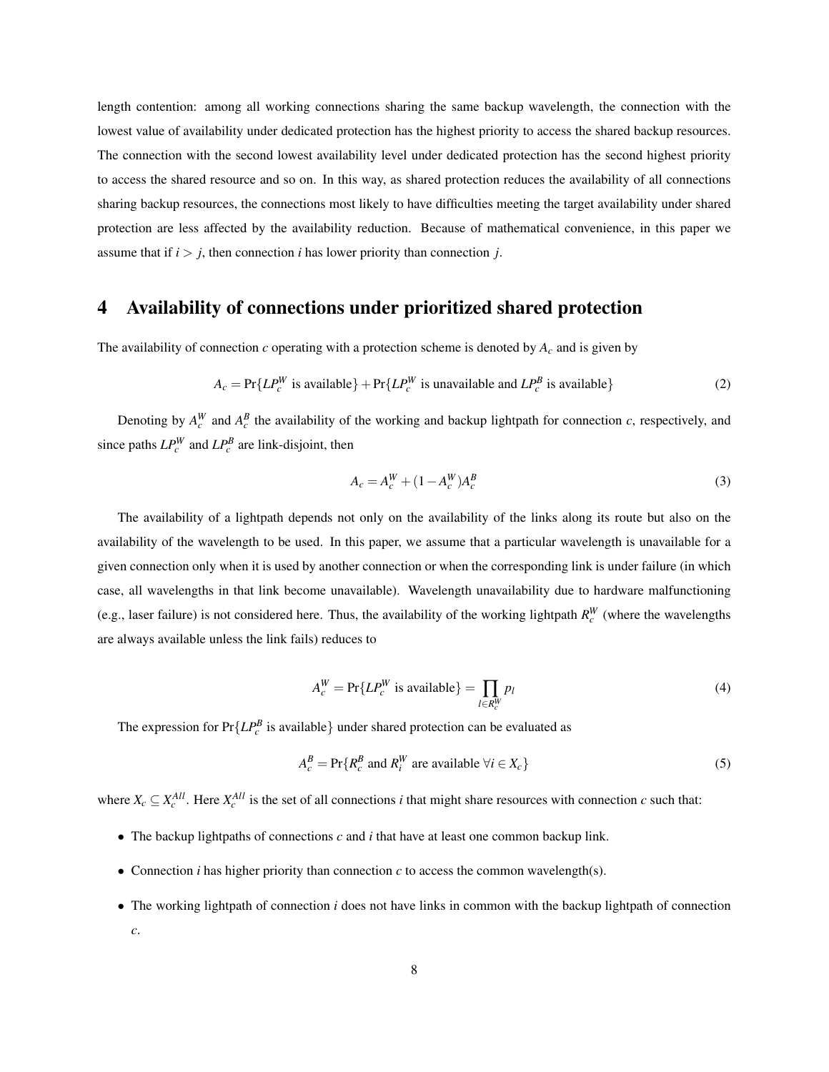length contention: among all working connections sharing the same backup wavelength, the connection with the lowest value of availability under dedicated protection has the highest priority to access the shared backup resources. The connection with the second lowest availability level under dedicated protection has the second highest priority to access the shared resource and so on. In this way, as shared protection reduces the availability of all connections sharing backup resources, the connections most likely to have difficulties meeting the target availability under shared protection are less affected by the availability reduction. Because of mathematical convenience, in this paper we assume that if $i > j$, then connection $i$ has lower priority than connection $j$.

# 4 Availability of connections under prioritized shared protection

The availability of connection $c$ operating with a protection scheme is denoted by $A_c$ and is given by

$$A_c = \Pr\{LP_c^W \text{ is available}\} + \Pr\{LP_c^W \text{ is unavailable and } LP_c^B \text{ is available}\} \tag{2}$$

Denoting by $A_c^W$ and $A_c^B$ the availability of the working and backup lightpath for connection $c$, respectively, and since paths $LP_c^W$ and $LP_c^B$ are link-disjoint, then

$$A_c = A_c^W + (1 - A_c^W)A_c^B \tag{3}$$

The availability of a lightpath depends not only on the availability of the links along its route but also on the availability of the wavelength to be used. In this paper, we assume that a particular wavelength is unavailable for a given connection only when it is used by another connection or when the corresponding link is under failure (in which case, all wavelengths in that link become unavailable). Wavelength unavailability due to hardware malfunctioning (e.g., laser failure) is not considered here. Thus, the availability of the working lightpath $R_c^W$ (where the wavelengths are always available unless the link fails) reduces to

$$A_c^W = \Pr\{LP_c^W \text{ is available}\} = \prod_{l \in R_c^W} p_l \tag{4}$$

The expression for $\Pr\{LP_c^B \text{ is available}\}$ under shared protection can be evaluated as

$$A_c^B = \Pr\{R_c^B \text{ and } R_i^W \text{ are available } \forall i \in X_c\} \tag{5}$$

where $X_c \subseteq X_c^{All}$. Here $X_c^{All}$ is the set of all connections $i$ that might share resources with connection $c$ such that:

- The backup lightpaths of connections $c$ and $i$ that have at least one common backup link.
- Connection $i$ has higher priority than connection $c$ to access the common wavelength(s).
- The working lightpath of connection $i$ does not have links in common with the backup lightpath of connection $c$.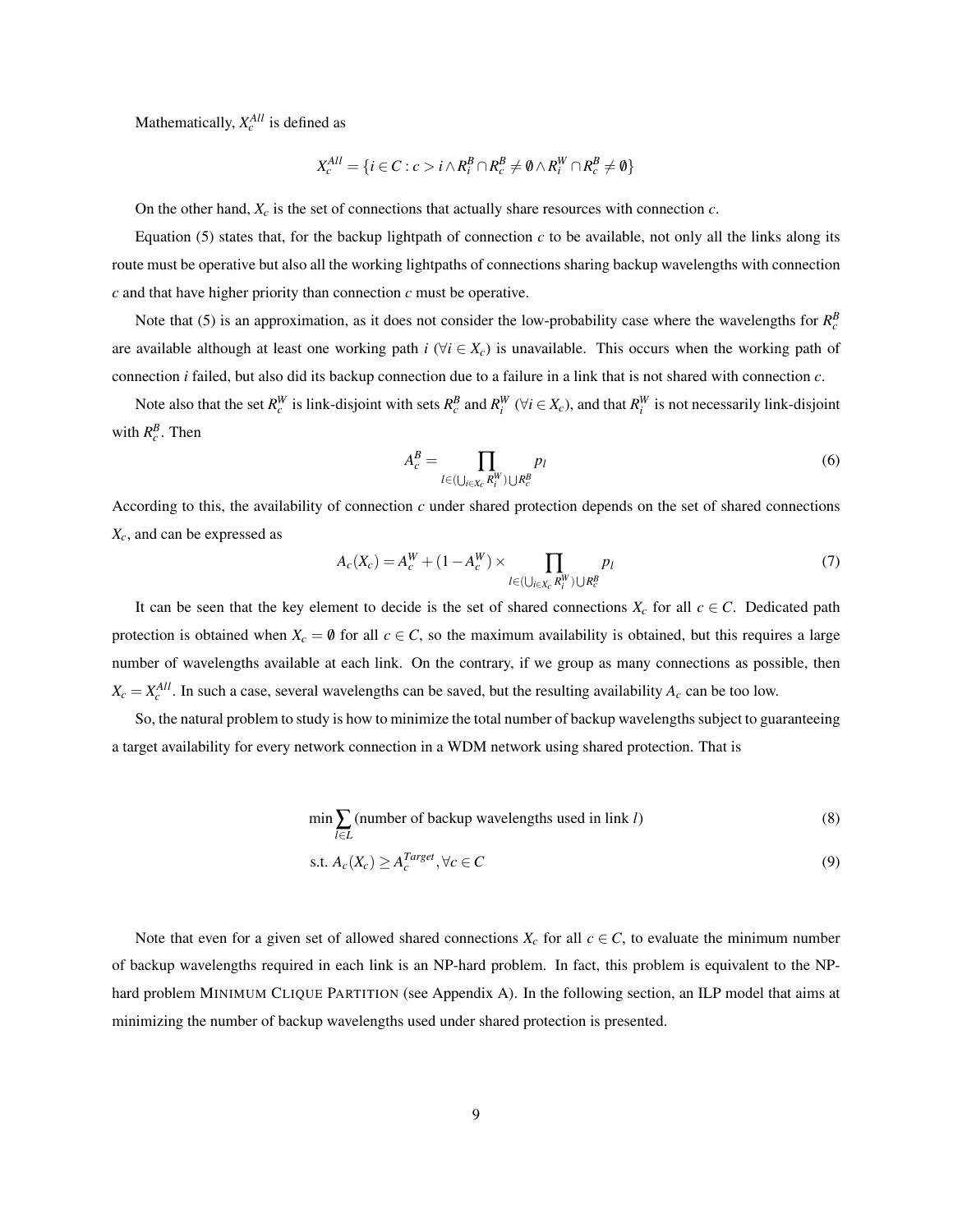Mathematically, $X_c^{All}$ is defined as

$$X_c^{All} = \{i \in C : c > i \wedge R_i^B \cap R_c^B \neq \emptyset \wedge R_i^W \cap R_c^B \neq \emptyset\}$$

On the other hand, $X_c$ is the set of connections that actually share resources with connection $c$.

Equation (5) states that, for the backup lightpath of connection $c$ to be available, not only all the links along its route must be operative but also all the working lightpaths of connections sharing backup wavelengths with connection $c$ and that have higher priority than connection $c$ must be operative.

Note that (5) is an approximation, as it does not consider the low-probability case where the wavelengths for $R_c^B$ are available although at least one working path $i$ ($\forall i \in X_c$) is unavailable. This occurs when the working path of connection $i$ failed, but also did its backup connection due to a failure in a link that is not shared with connection $c$.

Note also that the set $R_c^W$ is link-disjoint with sets $R_c^B$ and $R_i^W$ ($\forall i \in X_c$), and that $R_i^W$ is not necessarily link-disjoint with $R_c^B$. Then

$$A_c^B = \prod_{l \in (\bigcup_{i \in X_c} R_i^W) \bigcup R_c^B} p_l \tag{6}$$

According to this, the availability of connection $c$ under shared protection depends on the set of shared connections $X_c$, and can be expressed as

$$A_c(X_c) = A_c^W + (1 - A_c^W) \times \prod_{l \in (\bigcup_{i \in X_c} R_i^W) \bigcup R_c^B} p_l \tag{7}$$

It can be seen that the key element to decide is the set of shared connections $X_c$ for all $c \in C$. Dedicated path protection is obtained when $X_c = \emptyset$ for all $c \in C$, so the maximum availability is obtained, but this requires a large number of wavelengths available at each link. On the contrary, if we group as many connections as possible, then $X_c = X_c^{All}$. In such a case, several wavelengths can be saved, but the resulting availability $A_c$ can be too low.

So, the natural problem to study is how to minimize the total number of backup wavelengths subject to guaranteeing a target availability for every network connection in a WDM network using shared protection. That is

$$\min \sum_{l \in L} (\text{number of backup wavelengths used in link } l) \tag{8}$$

$$\text{s.t. } A_c(X_c) \geq A_c^{Target}, \forall c \in C \tag{9}$$

Note that even for a given set of allowed shared connections $X_c$ for all $c \in C$, to evaluate the minimum number of backup wavelengths required in each link is an NP-hard problem. In fact, this problem is equivalent to the NP-hard problem MINIMUM CLIQUE PARTITION (see Appendix A). In the following section, an ILP model that aims at minimizing the number of backup wavelengths used under shared protection is presented.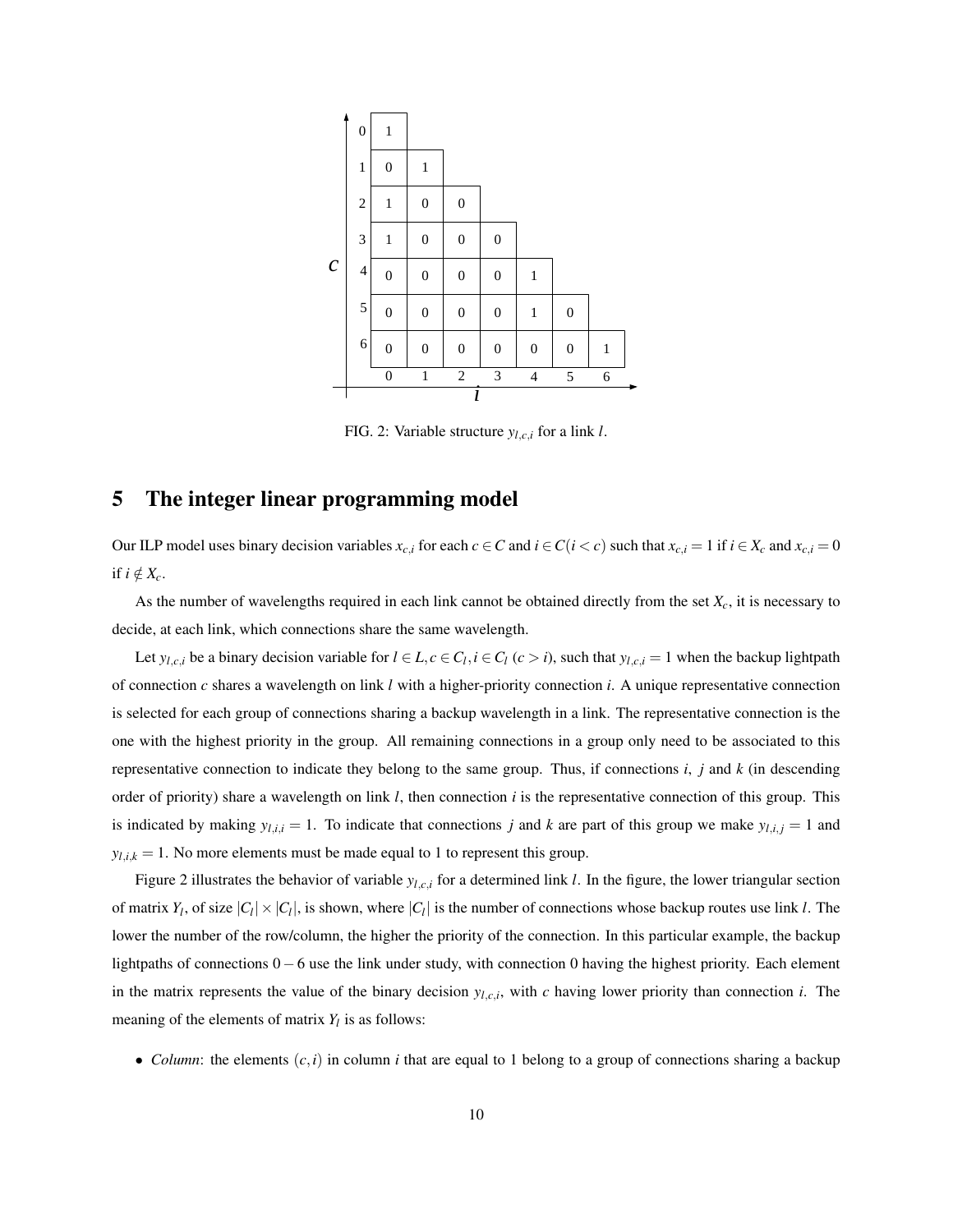| c \ i | 0 | 1 | 2 | 3 | 4 | 5 | 6 |
|---|---|---|---|---|---|---|---|
| 0 | 1 | | | | | | |
| 1 | 0 | 1 | | | | | |
| 2 | 1 | 0 | 0 | | | | |
| 3 | 1 | 0 | 0 | 0 | | | |
| 4 | 0 | 0 | 0 | 0 | 1 | | |
| 5 | 0 | 0 | 0 | 0 | 1 | 0 | |
| 6 | 0 | 0 | 0 | 0 | 0 | 0 | 1 |

FIG. 2: Variable structure $y_{l,c,i}$ for a link $l$.

## 5 The integer linear programming model

Our ILP model uses binary decision variables $x_{c,i}$ for each $c \in C$ and $i \in C (i < c)$ such that $x_{c,i} = 1$ if $i \in X_c$ and $x_{c,i} = 0$ if $i \notin X_c$.

As the number of wavelengths required in each link cannot be obtained directly from the set $X_c$, it is necessary to decide, at each link, which connections share the same wavelength.

Let $y_{l,c,i}$ be a binary decision variable for $l \in L, c \in C_l, i \in C_l$ $(c > i)$, such that $y_{l,c,i} = 1$ when the backup lightpath of connection $c$ shares a wavelength on link $l$ with a higher-priority connection $i$. A unique representative connection is selected for each group of connections sharing a backup wavelength in a link. The representative connection is the one with the highest priority in the group. All remaining connections in a group only need to be associated to this representative connection to indicate they belong to the same group. Thus, if connections $i$, $j$ and $k$ (in descending order of priority) share a wavelength on link $l$, then connection $i$ is the representative connection of this group. This is indicated by making $y_{l,i,i} = 1$. To indicate that connections $j$ and $k$ are part of this group we make $y_{l,i,j} = 1$ and $y_{l,i,k} = 1$. No more elements must be made equal to 1 to represent this group.

Figure 2 illustrates the behavior of variable $y_{l,c,i}$ for a determined link $l$. In the figure, the lower triangular section of matrix $Y_l$, of size $|C_l| \times |C_l|$, is shown, where $|C_l|$ is the number of connections whose backup routes use link $l$. The lower the number of the row/column, the higher the priority of the connection. In this particular example, the backup lightpaths of connections $0-6$ use the link under study, with connection 0 having the highest priority. Each element in the matrix represents the value of the binary decision $y_{l,c,i}$, with $c$ having lower priority than connection $i$. The meaning of the elements of matrix $Y_l$ is as follows:

- *Column*: the elements $(c,i)$ in column $i$ that are equal to 1 belong to a group of connections sharing a backup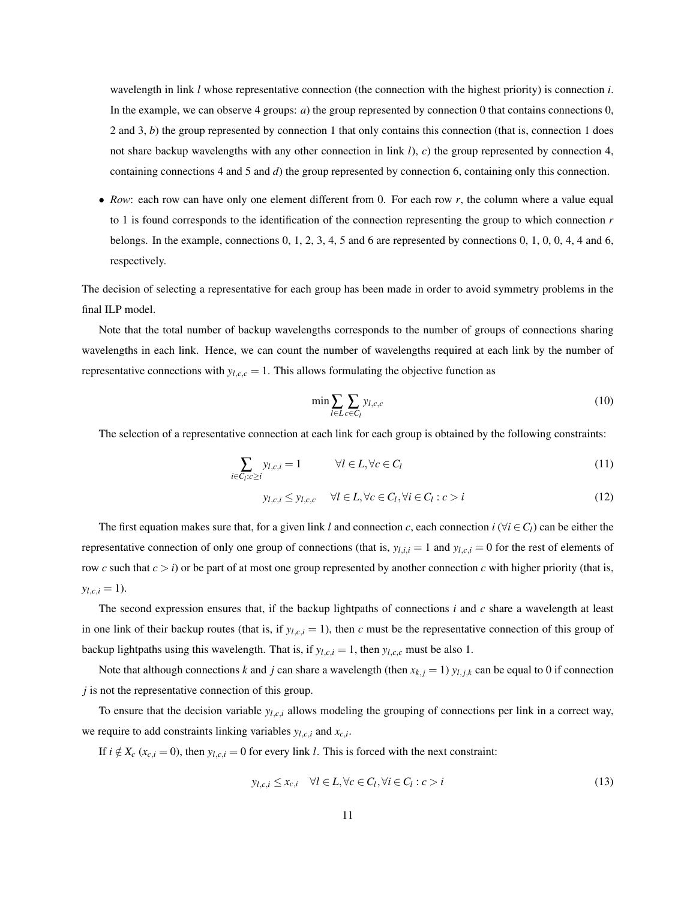wavelength in link $l$ whose representative connection (the connection with the highest priority) is connection $i$. In the example, we can observe 4 groups: *a*) the group represented by connection 0 that contains connections 0, 2 and 3, *b*) the group represented by connection 1 that only contains this connection (that is, connection 1 does not share backup wavelengths with any other connection in link $l$), *c*) the group represented by connection 4, containing connections 4 and 5 and *d*) the group represented by connection 6, containing only this connection.

- *Row*: each row can have only one element different from 0. For each row $r$, the column where a value equal to 1 is found corresponds to the identification of the connection representing the group to which connection $r$ belongs. In the example, connections 0, 1, 2, 3, 4, 5 and 6 are represented by connections 0, 1, 0, 0, 4, 4 and 6, respectively.

The decision of selecting a representative for each group has been made in order to avoid symmetry problems in the final ILP model.

Note that the total number of backup wavelengths corresponds to the number of groups of connections sharing wavelengths in each link. Hence, we can count the number of wavelengths required at each link by the number of representative connections with $y_{l,c,c} = 1$. This allows formulating the objective function as

$$\min \sum_{l \in L} \sum_{c \in C_l} y_{l,c,c} \tag{10}$$

The selection of a representative connection at each link for each group is obtained by the following constraints:

$$\sum_{i \in C_l : c \geq i} y_{l,c,i} = 1 \qquad \forall l \in L, \forall c \in C_l \tag{11}$$

$$y_{l,c,i} \leq y_{l,c,c} \quad \forall l \in L, \forall c \in C_l, \forall i \in C_l : c > i \tag{12}$$

The first equation makes sure that, for a given link $l$ and connection $c$, each connection $i$ ($\forall i \in C_l$) can be either the representative connection of only one group of connections (that is, $y_{l,i,i} = 1$ and $y_{l,c,i} = 0$ for the rest of elements of row $c$ such that $c > i$) or be part of at most one group represented by another connection $c$ with higher priority (that is, $y_{l,c,i} = 1$).

The second expression ensures that, if the backup lightpaths of connections $i$ and $c$ share a wavelength at least in one link of their backup routes (that is, if $y_{l,c,i} = 1$), then $c$ must be the representative connection of this group of backup lightpaths using this wavelength. That is, if $y_{l,c,i} = 1$, then $y_{l,c,c}$ must be also 1.

Note that although connections $k$ and $j$ can share a wavelength (then $x_{k,j} = 1$) $y_{l,j,k}$ can be equal to 0 if connection $j$ is not the representative connection of this group.

To ensure that the decision variable $y_{l,c,i}$ allows modeling the grouping of connections per link in a correct way, we require to add constraints linking variables $y_{l,c,i}$ and $x_{c,i}$.

If $i \notin X_c$ ($x_{c,i} = 0$), then $y_{l,c,i} = 0$ for every link $l$. This is forced with the next constraint:

$$y_{l,c,i} \leq x_{c,i} \quad \forall l \in L, \forall c \in C_l, \forall i \in C_l : c > i \tag{13}$$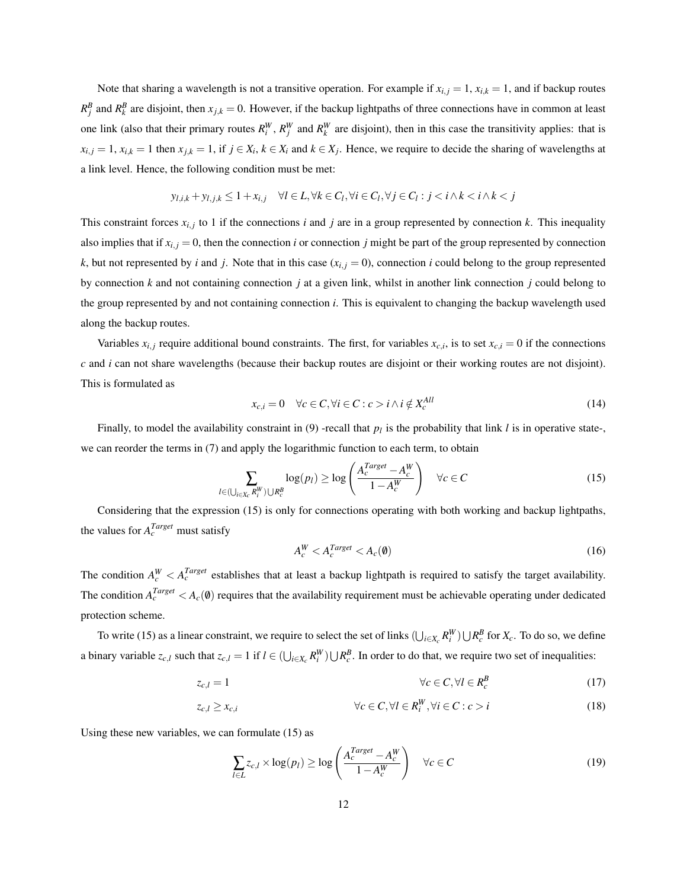Note that sharing a wavelength is not a transitive operation. For example if $x_{i,j} = 1$, $x_{i,k} = 1$, and if backup routes $R_j^B$ and $R_k^B$ are disjoint, then $x_{j,k} = 0$. However, if the backup lightpaths of three connections have in common at least one link (also that their primary routes $R_i^W$, $R_j^W$ and $R_k^W$ are disjoint), then in this case the transitivity applies: that is $x_{i,j} = 1$, $x_{i,k} = 1$ then $x_{j,k} = 1$, if $j \in X_i$, $k \in X_i$ and $k \in X_j$. Hence, we require to decide the sharing of wavelengths at a link level. Hence, the following condition must be met:

$$y_{l,i,k} + y_{l,j,k} \leq 1 + x_{i,j} \quad \forall l \in L, \forall k \in C_l, \forall i \in C_l, \forall j \in C_l : j < i \land k < i \land k < j$$

This constraint forces $x_{i,j}$ to 1 if the connections $i$ and $j$ are in a group represented by connection $k$. This inequality also implies that if $x_{i,j} = 0$, then the connection $i$ or connection $j$ might be part of the group represented by connection $k$, but not represented by $i$ and $j$. Note that in this case ($x_{i,j} = 0$), connection $i$ could belong to the group represented by connection $k$ and not containing connection $j$ at a given link, whilst in another link connection $j$ could belong to the group represented by and not containing connection $i$. This is equivalent to changing the backup wavelength used along the backup routes.

Variables $x_{i,j}$ require additional bound constraints. The first, for variables $x_{c,i}$, is to set $x_{c,i} = 0$ if the connections $c$ and $i$ can not share wavelengths (because their backup routes are disjoint or their working routes are not disjoint). This is formulated as

$$x_{c,i} = 0 \quad \forall c \in C, \forall i \in C : c > i \land i \notin X_c^{All} \tag{14}$$

Finally, to model the availability constraint in (9) -recall that $p_l$ is the probability that link $l$ is in operative state-, we can reorder the terms in (7) and apply the logarithmic function to each term, to obtain

$$\sum_{l \in (\bigcup_{i \in X_c} R_i^W) \bigcup R_c^B} \log(p_l) \geq \log\left(\frac{A_c^{Target} - A_c^W}{1 - A_c^W}\right) \quad \forall c \in C \tag{15}$$

Considering that the expression (15) is only for connections operating with both working and backup lightpaths, the values for $A_c^{Target}$ must satisfy

$$A_c^W < A_c^{Target} < A_c(\emptyset) \tag{16}$$

The condition $A_c^W < A_c^{Target}$ establishes that at least a backup lightpath is required to satisfy the target availability. The condition $A_c^{Target} < A_c(\emptyset)$ requires that the availability requirement must be achievable operating under dedicated protection scheme.

To write (15) as a linear constraint, we require to select the set of links $(\bigcup_{i \in X_c} R_i^W) \bigcup R_c^B$ for $X_c$. To do so, we define a binary variable $z_{c,l}$ such that $z_{c,l} = 1$ if $l \in (\bigcup_{i \in X_c} R_i^W) \bigcup R_c^B$. In order to do that, we require two set of inequalities:

$$z_{c,l} = 1 \qquad \forall c \in C, \forall l \in R_c^B \tag{17}$$

$$z_{c,l} \geq x_{c,i} \qquad \forall c \in C, \forall l \in R_i^W, \forall i \in C : c > i \tag{18}$$

Using these new variables, we can formulate (15) as

$$\sum_{l \in L} z_{c,l} \times \log(p_l) \geq \log\left(\frac{A_c^{Target} - A_c^W}{1 - A_c^W}\right) \quad \forall c \in C \tag{19}$$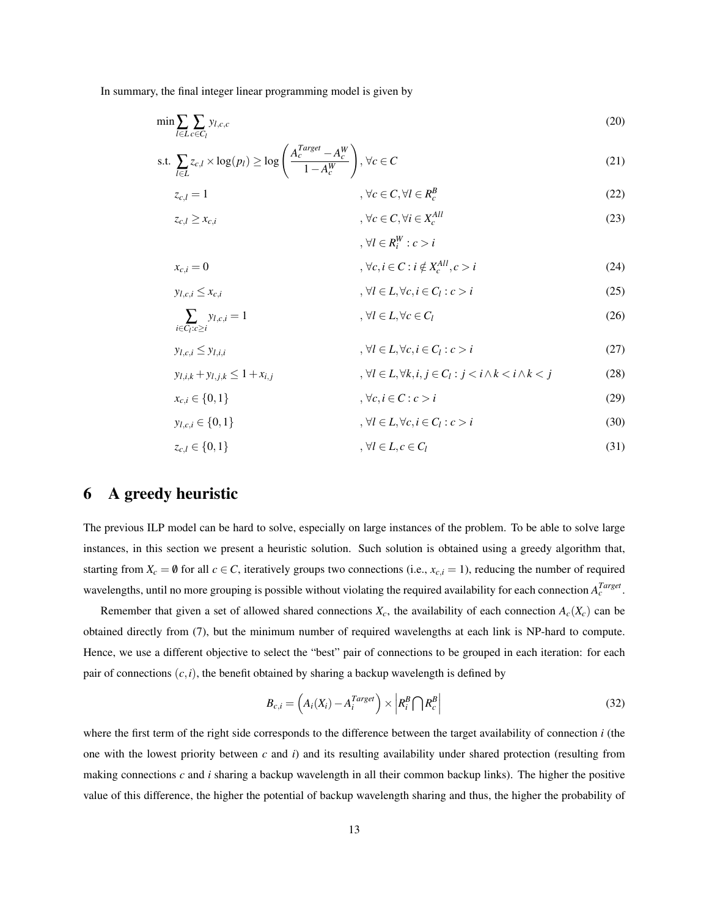In summary, the final integer linear programming model is given by

$$\min \sum_{l \in L} \sum_{c \in C_l} y_{l,c,c} \tag{20}$$

$$\text{s.t.} \sum_{l \in L} z_{c,l} \times \log(p_l) \geq \log\left(\frac{A_c^{Target} - A_c^W}{1 - A_c^W}\right), \forall c \in C \tag{21}$$

$$z_{c,l} = 1 \qquad , \forall c \in C, \forall l \in R_c^B \tag{22}$$

$$z_{c,l} \geq x_{c,i} \qquad , \forall c \in C, \forall i \in X_c^{All} \tag{23}$$

$$, \forall l \in R_i^W : c > i$$

$$x_{c,i} = 0 \qquad , \forall c, i \in C : i \notin X_c^{All}, c > i \tag{24}$$

$$y_{l,c,i} \leq x_{c,i} \qquad , \forall l \in L, \forall c, i \in C_l : c > i \tag{25}$$

$$\sum_{i \in C_l : c \geq i} y_{l,c,i} = 1 \qquad , \forall l \in L, \forall c \in C_l \tag{26}$$

$$y_{l,c,i} \leq y_{l,i,i} \qquad , \forall l \in L, \forall c, i \in C_l : c > i \tag{27}$$

$$y_{l,i,k} + y_{l,j,k} \leq 1 + x_{i,j} \qquad , \forall l \in L, \forall k, i, j \in C_l : j < i \wedge k < i \wedge k < j \tag{28}$$

$$x_{c,i} \in \{0,1\} \qquad , \forall c, i \in C : c > i \tag{29}$$

$$y_{l,c,i} \in \{0,1\} \qquad , \forall l \in L, \forall c, i \in C_l : c > i \tag{30}$$

$$z_{c,l} \in \{0,1\} \qquad , \forall l \in L, c \in C_l \tag{31}$$

# 6 A greedy heuristic

The previous ILP model can be hard to solve, especially on large instances of the problem. To be able to solve large instances, in this section we present a heuristic solution. Such solution is obtained using a greedy algorithm that, starting from $X_c = \emptyset$ for all $c \in C$, iteratively groups two connections (i.e., $x_{c,i} = 1$), reducing the number of required wavelengths, until no more grouping is possible without violating the required availability for each connection $A_c^{Target}$.

Remember that given a set of allowed shared connections $X_c$, the availability of each connection $A_c(X_c)$ can be obtained directly from (7), but the minimum number of required wavelengths at each link is NP-hard to compute. Hence, we use a different objective to select the "best" pair of connections to be grouped in each iteration: for each pair of connections $(c,i)$, the benefit obtained by sharing a backup wavelength is defined by

$$B_{c,i} = \left(A_i(X_i) - A_i^{Target}\right) \times \left|R_i^B \bigcap R_c^B\right| \tag{32}$$

where the first term of the right side corresponds to the difference between the target availability of connection $i$ (the one with the lowest priority between $c$ and $i$) and its resulting availability under shared protection (resulting from making connections $c$ and $i$ sharing a backup wavelength in all their common backup links). The higher the positive value of this difference, the higher the potential of backup wavelength sharing and thus, the higher the probability of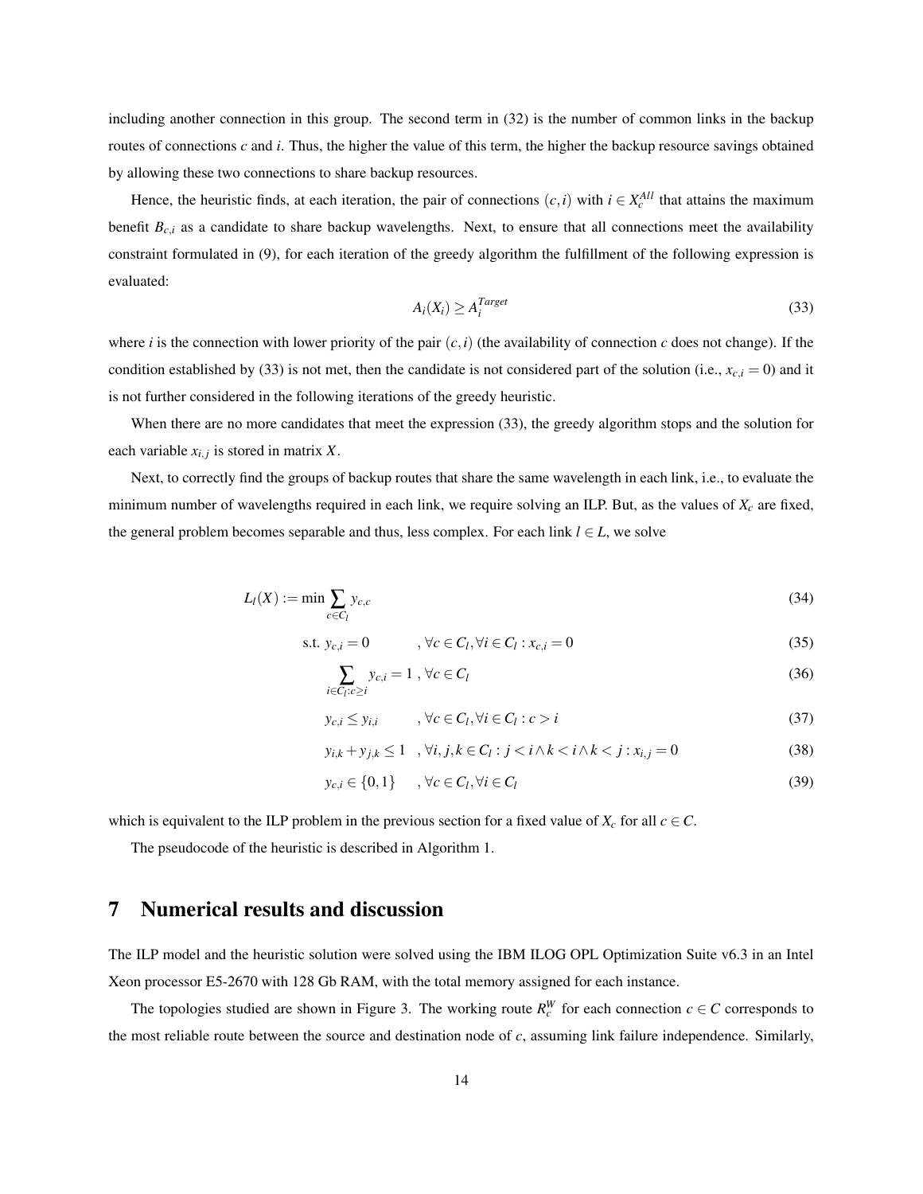including another connection in this group. The second term in (32) is the number of common links in the backup routes of connections $c$ and $i$. Thus, the higher the value of this term, the higher the backup resource savings obtained by allowing these two connections to share backup resources.

Hence, the heuristic finds, at each iteration, the pair of connections $(c,i)$ with $i \in X_c^{All}$ that attains the maximum benefit $B_{c,i}$ as a candidate to share backup wavelengths. Next, to ensure that all connections meet the availability constraint formulated in (9), for each iteration of the greedy algorithm the fulfillment of the following expression is evaluated:

$$A_i(X_i) \geq A_i^{Target} \tag{33}$$

where $i$ is the connection with lower priority of the pair $(c,i)$ (the availability of connection $c$ does not change). If the condition established by (33) is not met, then the candidate is not considered part of the solution (i.e., $x_{c,i} = 0$) and it is not further considered in the following iterations of the greedy heuristic.

When there are no more candidates that meet the expression (33), the greedy algorithm stops and the solution for each variable $x_{i,j}$ is stored in matrix $X$.

Next, to correctly find the groups of backup routes that share the same wavelength in each link, i.e., to evaluate the minimum number of wavelengths required in each link, we require solving an ILP. But, as the values of $X_c$ are fixed, the general problem becomes separable and thus, less complex. For each link $l \in L$, we solve

$$L_l(X) := \min \sum_{c \in C_l} y_{c,c} \tag{34}$$

$$\text{s.t. } y_{c,i} = 0 \quad , \forall c \in C_l, \forall i \in C_l : x_{c,i} = 0 \tag{35}$$

$$\sum_{i \in C_l : c \geq i} y_{c,i} = 1 \; , \forall c \in C_l \tag{36}$$

$$y_{c,i} \leq y_{i,i} \quad , \forall c \in C_l, \forall i \in C_l : c > i \tag{37}$$

$$y_{i,k} + y_{j,k} \leq 1 \quad , \forall i,j,k \in C_l : j < i \wedge k < i \wedge k < j : x_{i,j} = 0 \tag{38}$$

$$y_{c,i} \in \{0,1\} \quad , \forall c \in C_l, \forall i \in C_l \tag{39}$$

which is equivalent to the ILP problem in the previous section for a fixed value of $X_c$ for all $c \in C$.

The pseudocode of the heuristic is described in Algorithm 1.

# 7 Numerical results and discussion

The ILP model and the heuristic solution were solved using the IBM ILOG OPL Optimization Suite v6.3 in an Intel Xeon processor E5-2670 with 128 Gb RAM, with the total memory assigned for each instance.

The topologies studied are shown in Figure 3. The working route $R_c^W$ for each connection $c \in C$ corresponds to the most reliable route between the source and destination node of $c$, assuming link failure independence. Similarly,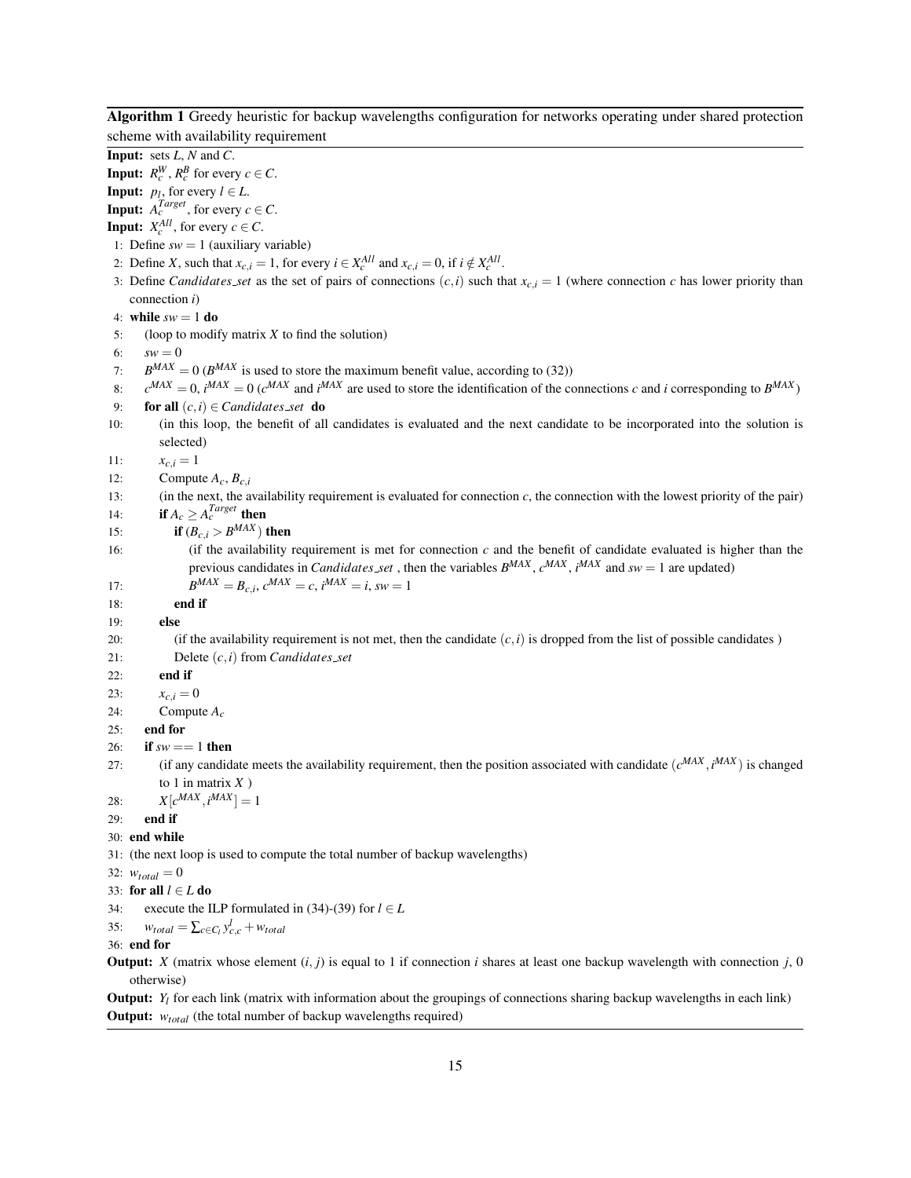**Algorithm 1** Greedy heuristic for backup wavelengths configuration for networks operating under shared protection scheme with availability requirement

---

**Input:** sets $L$, $N$ and $C$.
**Input:** $R_c^W$, $R_c^B$ for every $c \in C$.
**Input:** $p_l$, for every $l \in L$.
**Input:** $A_c^{Target}$, for every $c \in C$.
**Input:** $X_c^{All}$, for every $c \in C$.

```
 1: Define sw = 1 (auxiliary variable)
 2: Define X, such that x_{c,i} = 1, for every i ∈ X_c^{All} and x_{c,i} = 0, if i ∉ X_c^{All}.
 3: Define Candidates_set as the set of pairs of connections (c,i) such that x_{c,i} = 1 (where connection c has lower priority than
    connection i)
 4: while sw = 1 do
 5:    (loop to modify matrix X to find the solution)
 6:    sw = 0
 7:    B^{MAX} = 0 (B^{MAX} is used to store the maximum benefit value, according to (32))
 8:    c^{MAX} = 0, i^{MAX} = 0 (c^{MAX} and i^{MAX} are used to store the identification of the connections c and i corresponding to B^{MAX})
 9:    for all (c,i) ∈ Candidates_set do
10:       (in this loop, the benefit of all candidates is evaluated and the next candidate to be incorporated into the solution is
          selected)
11:       x_{c,i} = 1
12:       Compute A_c, B_{c,i}
13:       (in the next, the availability requirement is evaluated for connection c, the connection with the lowest priority of the pair)
14:       if A_c ≥ A_c^{Target} then
15:          if (B_{c,i} > B^{MAX}) then
16:             (if the availability requirement is met for connection c and the benefit of candidate evaluated is higher than the
                previous candidates in Candidates_set , then the variables B^{MAX}, c^{MAX}, i^{MAX} and sw = 1 are updated)
17:             B^{MAX} = B_{c,i}, c^{MAX} = c, i^{MAX} = i, sw = 1
18:          end if
19:       else
20:          (if the availability requirement is not met, then the candidate (c,i) is dropped from the list of possible candidates )
21:          Delete (c,i) from Candidates_set
22:       end if
23:       x_{c,i} = 0
24:       Compute A_c
25:    end for
26:    if sw == 1 then
27:       (if any candidate meets the availability requirement, then the position associated with candidate (c^{MAX}, i^{MAX}) is changed
          to 1 in matrix X )
28:       X[c^{MAX}, i^{MAX}] = 1
29:    end if
30: end while
31: (the next loop is used to compute the total number of backup wavelengths)
32: w_{total} = 0
33: for all l ∈ L do
34:    execute the ILP formulated in (34)-(39) for l ∈ L
35:    w_{total} = Σ_{c∈C_l} y^l_{c,c} + w_{total}
36: end for
```

**Output:** $X$ (matrix whose element $(i, j)$ is equal to 1 if connection $i$ shares at least one backup wavelength with connection $j$, 0 otherwise)
**Output:** $Y_l$ for each link (matrix with information about the groupings of connections sharing backup wavelengths in each link)
**Output:** $w_{total}$ (the total number of backup wavelengths required)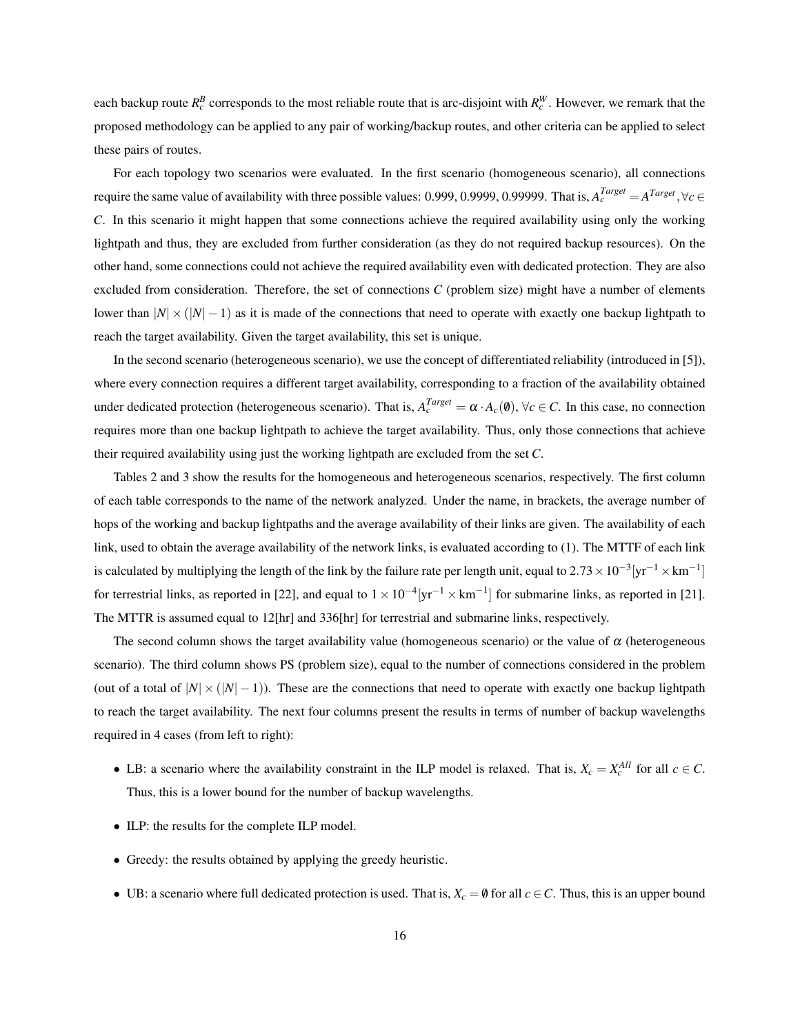each backup route $R_c^B$ corresponds to the most reliable route that is arc-disjoint with $R_c^W$. However, we remark that the proposed methodology can be applied to any pair of working/backup routes, and other criteria can be applied to select these pairs of routes.

For each topology two scenarios were evaluated. In the first scenario (homogeneous scenario), all connections require the same value of availability with three possible values: 0.999, 0.9999, 0.99999. That is, $A_c^{Target} = A^{Target}, \forall c \in C$. In this scenario it might happen that some connections achieve the required availability using only the working lightpath and thus, they are excluded from further consideration (as they do not required backup resources). On the other hand, some connections could not achieve the required availability even with dedicated protection. They are also excluded from consideration. Therefore, the set of connections $C$ (problem size) might have a number of elements lower than $|N| \times (|N| - 1)$ as it is made of the connections that need to operate with exactly one backup lightpath to reach the target availability. Given the target availability, this set is unique.

In the second scenario (heterogeneous scenario), we use the concept of differentiated reliability (introduced in [5]), where every connection requires a different target availability, corresponding to a fraction of the availability obtained under dedicated protection (heterogeneous scenario). That is, $A_c^{Target} = \alpha \cdot A_c(\emptyset)$, $\forall c \in C$. In this case, no connection requires more than one backup lightpath to achieve the target availability. Thus, only those connections that achieve their required availability using just the working lightpath are excluded from the set $C$.

Tables 2 and 3 show the results for the homogeneous and heterogeneous scenarios, respectively. The first column of each table corresponds to the name of the network analyzed. Under the name, in brackets, the average number of hops of the working and backup lightpaths and the average availability of their links are given. The availability of each link, used to obtain the average availability of the network links, is evaluated according to (1). The MTTF of each link is calculated by multiplying the length of the link by the failure rate per length unit, equal to $2.73 \times 10^{-3}[\text{yr}^{-1} \times \text{km}^{-1}]$ for terrestrial links, as reported in [22], and equal to $1 \times 10^{-4}[\text{yr}^{-1} \times \text{km}^{-1}]$ for submarine links, as reported in [21]. The MTTR is assumed equal to 12[hr] and 336[hr] for terrestrial and submarine links, respectively.

The second column shows the target availability value (homogeneous scenario) or the value of $\alpha$ (heterogeneous scenario). The third column shows PS (problem size), equal to the number of connections considered in the problem (out of a total of $|N| \times (|N| - 1)$). These are the connections that need to operate with exactly one backup lightpath to reach the target availability. The next four columns present the results in terms of number of backup wavelengths required in 4 cases (from left to right):

- LB: a scenario where the availability constraint in the ILP model is relaxed. That is, $X_c = X_c^{All}$ for all $c \in C$. Thus, this is a lower bound for the number of backup wavelengths.
- ILP: the results for the complete ILP model.
- Greedy: the results obtained by applying the greedy heuristic.
- UB: a scenario where full dedicated protection is used. That is, $X_c = \emptyset$ for all $c \in C$. Thus, this is an upper bound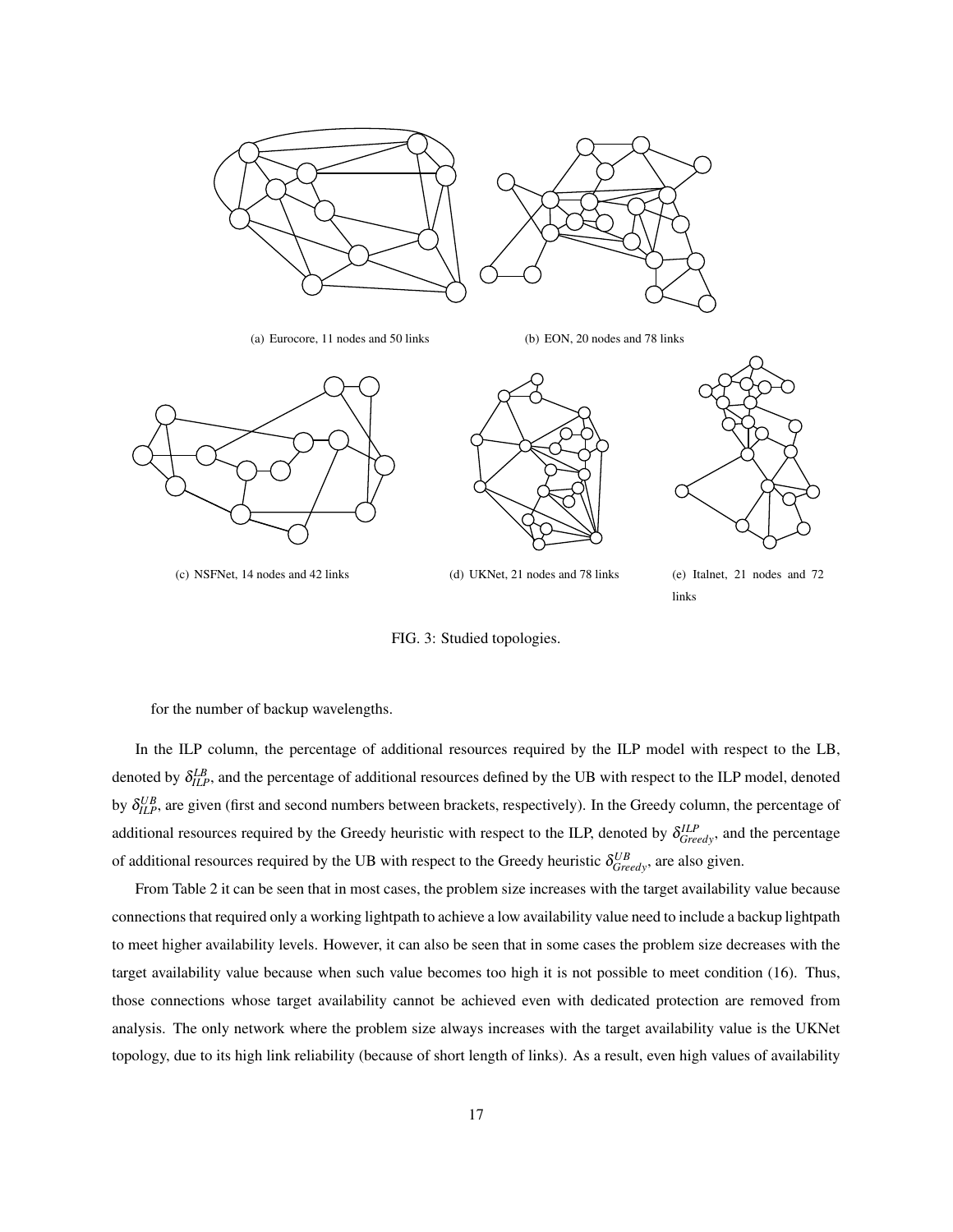(a) Eurocore, 11 nodes and 50 links

(b) EON, 20 nodes and 78 links

(c) NSFNet, 14 nodes and 42 links

(d) UKNet, 21 nodes and 78 links

(e) Italnet, 21 nodes and 72 links

FIG. 3: Studied topologies.

for the number of backup wavelengths.

In the ILP column, the percentage of additional resources required by the ILP model with respect to the LB, denoted by $\delta^{LB}_{ILP}$, and the percentage of additional resources defined by the UB with respect to the ILP model, denoted by $\delta^{UB}_{ILP}$, are given (first and second numbers between brackets, respectively). In the Greedy column, the percentage of additional resources required by the Greedy heuristic with respect to the ILP, denoted by $\delta^{ILP}_{Greedy}$, and the percentage of additional resources required by the UB with respect to the Greedy heuristic $\delta^{UB}_{Greedy}$, are also given.

From Table 2 it can be seen that in most cases, the problem size increases with the target availability value because connections that required only a working lightpath to achieve a low availability value need to include a backup lightpath to meet higher availability levels. However, it can also be seen that in some cases the problem size decreases with the target availability value because when such value becomes too high it is not possible to meet condition (16). Thus, those connections whose target availability cannot be achieved even with dedicated protection are removed from analysis. The only network where the problem size always increases with the target availability value is the UKNet topology, due to its high link reliability (because of short length of links). As a result, even high values of availability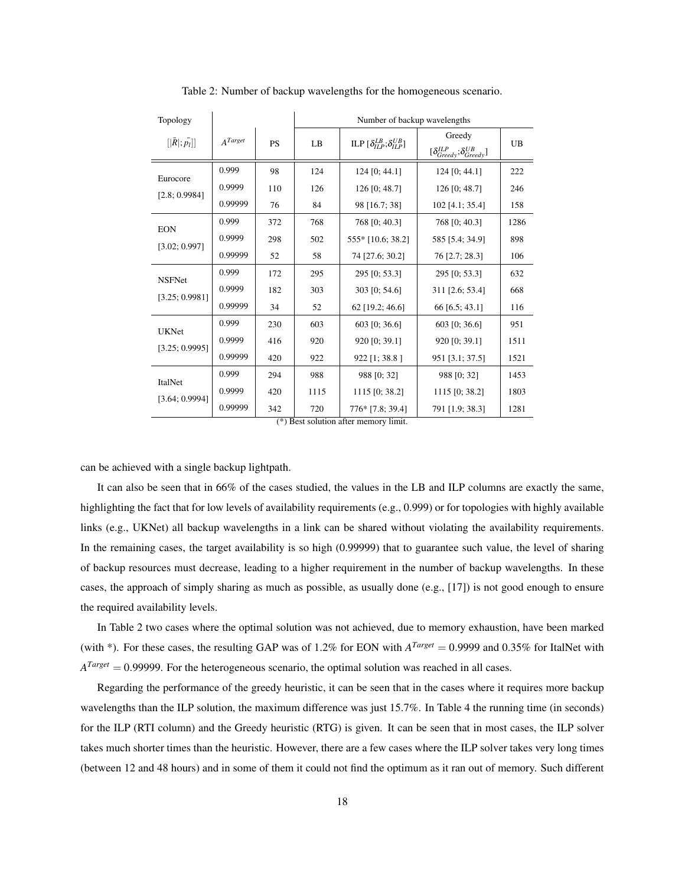Table 2: Number of backup wavelengths for the homogeneous scenario.

| Topology $[\|\bar{R}\|;\bar{p_l}]$ | $A^{Target}$ | PS | Number of backup wavelengths | | | |
|---|---|---|---|---|---|---|
| | | | LB | ILP $[\delta_{ILP}^{LB};\delta_{ILP}^{UB}]$ | Greedy $[\delta_{Greedy}^{ILP};\delta_{Greedy}^{UB}]$ | UB |
| Eurocore [2.8; 0.9984] | 0.999 | 98 | 124 | 124 [0; 44.1] | 124 [0; 44.1] | 222 |
| | 0.9999 | 110 | 126 | 126 [0; 48.7] | 126 [0; 48.7] | 246 |
| | 0.99999 | 76 | 84 | 98 [16.7; 38] | 102 [4.1; 35.4] | 158 |
| EON [3.02; 0.997] | 0.999 | 372 | 768 | 768 [0; 40.3] | 768 [0; 40.3] | 1286 |
| | 0.9999 | 298 | 502 | 555* [10.6; 38.2] | 585 [5.4; 34.9] | 898 |
| | 0.99999 | 52 | 58 | 74 [27.6; 30.2] | 76 [2.7; 28.3] | 106 |
| NSFNet [3.25; 0.9981] | 0.999 | 172 | 295 | 295 [0; 53.3] | 295 [0; 53.3] | 632 |
| | 0.9999 | 182 | 303 | 303 [0; 54.6] | 311 [2.6; 53.4] | 668 |
| | 0.99999 | 34 | 52 | 62 [19.2; 46.6] | 66 [6.5; 43.1] | 116 |
| UKNet [3.25; 0.9995] | 0.999 | 230 | 603 | 603 [0; 36.6] | 603 [0; 36.6] | 951 |
| | 0.9999 | 416 | 920 | 920 [0; 39.1] | 920 [0; 39.1] | 1511 |
| | 0.99999 | 420 | 922 | 922 [1; 38.8 ] | 951 [3.1; 37.5] | 1521 |
| ItalNet [3.64; 0.9994] | 0.999 | 294 | 988 | 988 [0; 32] | 988 [0; 32] | 1453 |
| | 0.9999 | 420 | 1115 | 1115 [0; 38.2] | 1115 [0; 38.2] | 1803 |
| | 0.99999 | 342 | 720 | 776* [7.8; 39.4] | 791 [1.9; 38.3] | 1281 |

(*) Best solution after memory limit.

can be achieved with a single backup lightpath.

It can also be seen that in 66% of the cases studied, the values in the LB and ILP columns are exactly the same, highlighting the fact that for low levels of availability requirements (e.g., 0.999) or for topologies with highly available links (e.g., UKNet) all backup wavelengths in a link can be shared without violating the availability requirements. In the remaining cases, the target availability is so high (0.99999) that to guarantee such value, the level of sharing of backup resources must decrease, leading to a higher requirement in the number of backup wavelengths. In these cases, the approach of simply sharing as much as possible, as usually done (e.g., [17]) is not good enough to ensure the required availability levels.

In Table 2 two cases where the optimal solution was not achieved, due to memory exhaustion, have been marked (with *). For these cases, the resulting GAP was of 1.2% for EON with $A^{Target} = 0.9999$ and 0.35% for ItalNet with $A^{Target} = 0.99999$. For the heterogeneous scenario, the optimal solution was reached in all cases.

Regarding the performance of the greedy heuristic, it can be seen that in the cases where it requires more backup wavelengths than the ILP solution, the maximum difference was just 15.7%. In Table 4 the running time (in seconds) for the ILP (RTI column) and the Greedy heuristic (RTG) is given. It can be seen that in most cases, the ILP solver takes much shorter times than the heuristic. However, there are a few cases where the ILP solver takes very long times (between 12 and 48 hours) and in some of them it could not find the optimum as it ran out of memory. Such different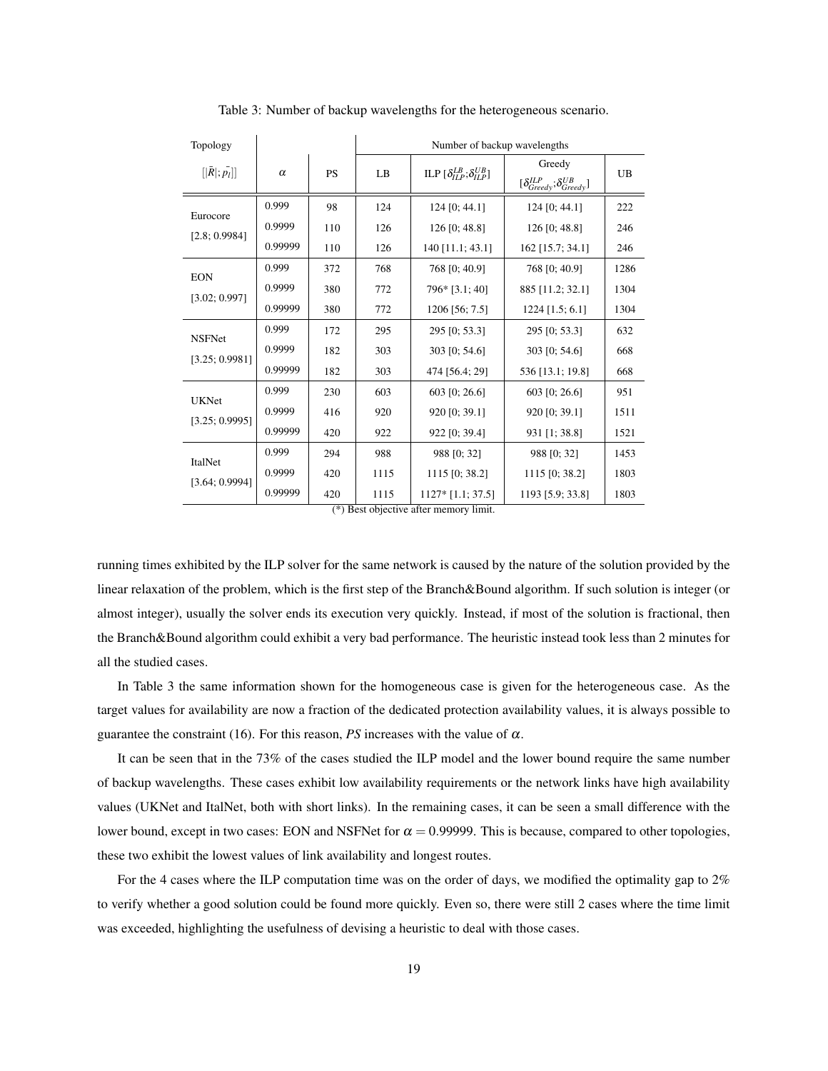Table 3: Number of backup wavelengths for the heterogeneous scenario.

| Topology $[\|\bar{R}\|; \bar{p_l}]$ | $\alpha$ | PS | Number of backup wavelengths | | | |
|---|---|---|---|---|---|---|
| | | | LB | ILP $[\delta_{ILP}^{LB};\delta_{ILP}^{UB}]$ | Greedy $[\delta_{Greedy}^{ILP};\delta_{Greedy}^{UB}]$ | UB |
| Eurocore [2.8; 0.9984] | 0.999 | 98 | 124 | 124 [0; 44.1] | 124 [0; 44.1] | 222 |
| | 0.9999 | 110 | 126 | 126 [0; 48.8] | 126 [0; 48.8] | 246 |
| | 0.99999 | 110 | 126 | 140 [11.1; 43.1] | 162 [15.7; 34.1] | 246 |
| EON [3.02; 0.997] | 0.999 | 372 | 768 | 768 [0; 40.9] | 768 [0; 40.9] | 1286 |
| | 0.9999 | 380 | 772 | 796* [3.1; 40] | 885 [11.2; 32.1] | 1304 |
| | 0.99999 | 380 | 772 | 1206 [56; 7.5] | 1224 [1.5; 6.1] | 1304 |
| NSFNet [3.25; 0.9981] | 0.999 | 172 | 295 | 295 [0; 53.3] | 295 [0; 53.3] | 632 |
| | 0.9999 | 182 | 303 | 303 [0; 54.6] | 303 [0; 54.6] | 668 |
| | 0.99999 | 182 | 303 | 474 [56.4; 29] | 536 [13.1; 19.8] | 668 |
| UKNet [3.25; 0.9995] | 0.999 | 230 | 603 | 603 [0; 26.6] | 603 [0; 26.6] | 951 |
| | 0.9999 | 416 | 920 | 920 [0; 39.1] | 920 [0; 39.1] | 1511 |
| | 0.99999 | 420 | 922 | 922 [0; 39.4] | 931 [1; 38.8] | 1521 |
| ItalNet [3.64; 0.9994] | 0.999 | 294 | 988 | 988 [0; 32] | 988 [0; 32] | 1453 |
| | 0.9999 | 420 | 1115 | 1115 [0; 38.2] | 1115 [0; 38.2] | 1803 |
| | 0.99999 | 420 | 1115 | 1127* [1.1; 37.5] | 1193 [5.9; 33.8] | 1803 |

(*) Best objective after memory limit.

running times exhibited by the ILP solver for the same network is caused by the nature of the solution provided by the linear relaxation of the problem, which is the first step of the Branch&Bound algorithm. If such solution is integer (or almost integer), usually the solver ends its execution very quickly. Instead, if most of the solution is fractional, then the Branch&Bound algorithm could exhibit a very bad performance. The heuristic instead took less than 2 minutes for all the studied cases.

In Table 3 the same information shown for the homogeneous case is given for the heterogeneous case. As the target values for availability are now a fraction of the dedicated protection availability values, it is always possible to guarantee the constraint (16). For this reason, *PS* increases with the value of $\alpha$.

It can be seen that in the 73% of the cases studied the ILP model and the lower bound require the same number of backup wavelengths. These cases exhibit low availability requirements or the network links have high availability values (UKNet and ItalNet, both with short links). In the remaining cases, it can be seen a small difference with the lower bound, except in two cases: EON and NSFNet for $\alpha = 0.99999$. This is because, compared to other topologies, these two exhibit the lowest values of link availability and longest routes.

For the 4 cases where the ILP computation time was on the order of days, we modified the optimality gap to 2% to verify whether a good solution could be found more quickly. Even so, there were still 2 cases where the time limit was exceeded, highlighting the usefulness of devising a heuristic to deal with those cases.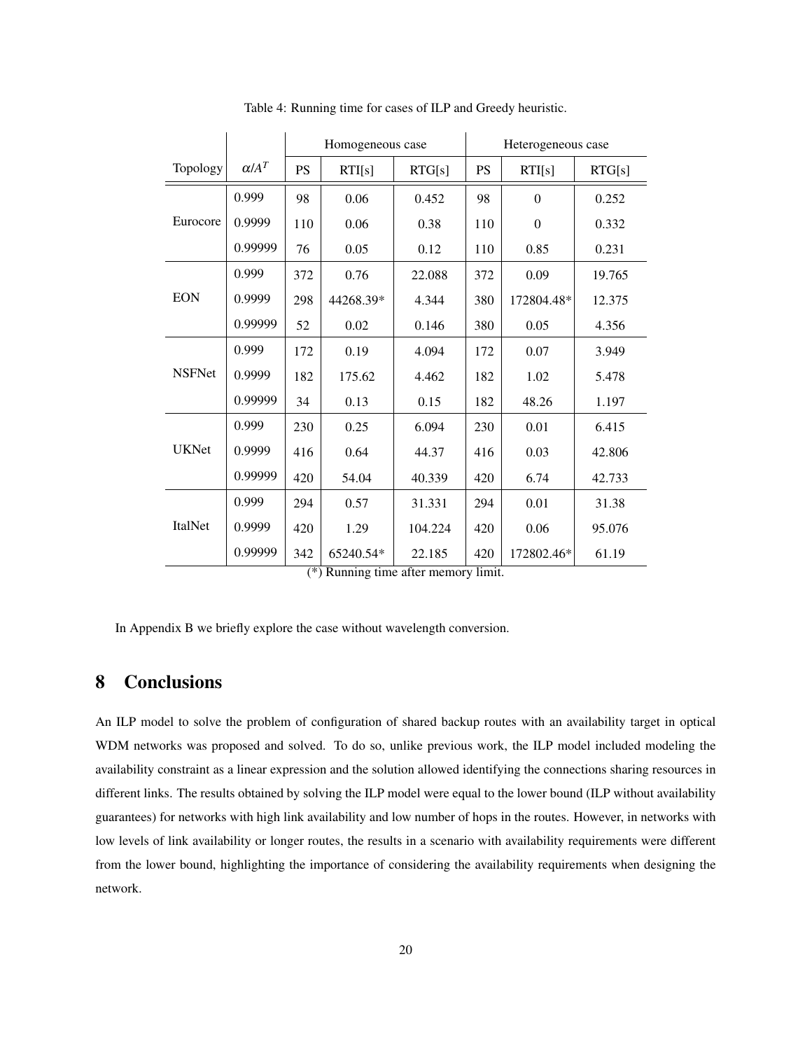Table 4: Running time for cases of ILP and Greedy heuristic.

| Topology | $\alpha/A^T$ | Homogeneous case | | | Heterogeneous case | | |
|---|---|---|---|---|---|---|---|
| | | PS | RTI[s] | RTG[s] | PS | RTI[s] | RTG[s] |
| Eurocore | 0.999 | 98 | 0.06 | 0.452 | 98 | 0 | 0.252 |
| | 0.9999 | 110 | 0.06 | 0.38 | 110 | 0 | 0.332 |
| | 0.99999 | 76 | 0.05 | 0.12 | 110 | 0.85 | 0.231 |
| EON | 0.999 | 372 | 0.76 | 22.088 | 372 | 0.09 | 19.765 |
| | 0.9999 | 298 | 44268.39* | 4.344 | 380 | 172804.48* | 12.375 |
| | 0.99999 | 52 | 0.02 | 0.146 | 380 | 0.05 | 4.356 |
| NSFNet | 0.999 | 172 | 0.19 | 4.094 | 172 | 0.07 | 3.949 |
| | 0.9999 | 182 | 175.62 | 4.462 | 182 | 1.02 | 5.478 |
| | 0.99999 | 34 | 0.13 | 0.15 | 182 | 48.26 | 1.197 |
| UKNet | 0.999 | 230 | 0.25 | 6.094 | 230 | 0.01 | 6.415 |
| | 0.9999 | 416 | 0.64 | 44.37 | 416 | 0.03 | 42.806 |
| | 0.99999 | 420 | 54.04 | 40.339 | 420 | 6.74 | 42.733 |
| ItalNet | 0.999 | 294 | 0.57 | 31.331 | 294 | 0.01 | 31.38 |
| | 0.9999 | 420 | 1.29 | 104.224 | 420 | 0.06 | 95.076 |
| | 0.99999 | 342 | 65240.54* | 22.185 | 420 | 172802.46* | 61.19 |

(*) Running time after memory limit.

In Appendix B we briefly explore the case without wavelength conversion.

# 8 Conclusions

An ILP model to solve the problem of configuration of shared backup routes with an availability target in optical WDM networks was proposed and solved. To do so, unlike previous work, the ILP model included modeling the availability constraint as a linear expression and the solution allowed identifying the connections sharing resources in different links. The results obtained by solving the ILP model were equal to the lower bound (ILP without availability guarantees) for networks with high link availability and low number of hops in the routes. However, in networks with low levels of link availability or longer routes, the results in a scenario with availability requirements were different from the lower bound, highlighting the importance of considering the availability requirements when designing the network.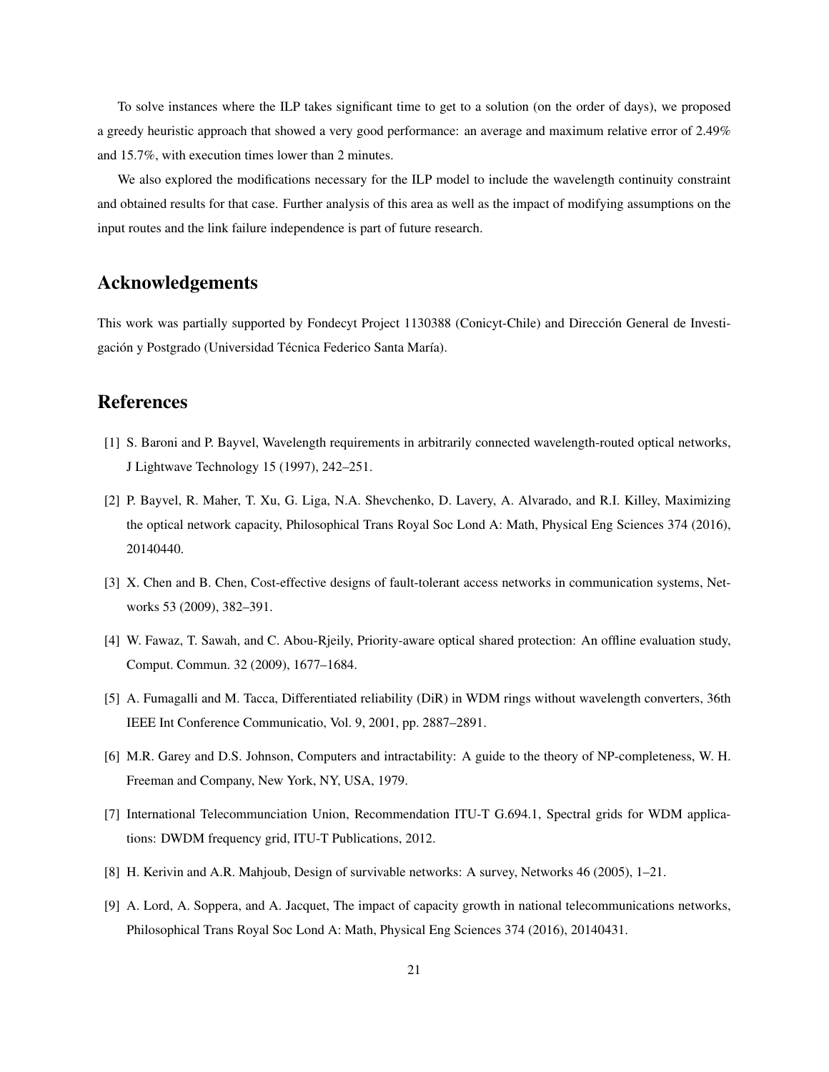To solve instances where the ILP takes significant time to get to a solution (on the order of days), we proposed a greedy heuristic approach that showed a very good performance: an average and maximum relative error of 2.49% and 15.7%, with execution times lower than 2 minutes.

We also explored the modifications necessary for the ILP model to include the wavelength continuity constraint and obtained results for that case. Further analysis of this area as well as the impact of modifying assumptions on the input routes and the link failure independence is part of future research.

## Acknowledgements

This work was partially supported by Fondecyt Project 1130388 (Conicyt-Chile) and Dirección General de Investigación y Postgrado (Universidad Técnica Federico Santa María).

## References

[1] S. Baroni and P. Bayvel, Wavelength requirements in arbitrarily connected wavelength-routed optical networks, J Lightwave Technology 15 (1997), 242–251.

[2] P. Bayvel, R. Maher, T. Xu, G. Liga, N.A. Shevchenko, D. Lavery, A. Alvarado, and R.I. Killey, Maximizing the optical network capacity, Philosophical Trans Royal Soc Lond A: Math, Physical Eng Sciences 374 (2016), 20140440.

[3] X. Chen and B. Chen, Cost-effective designs of fault-tolerant access networks in communication systems, Networks 53 (2009), 382–391.

[4] W. Fawaz, T. Sawah, and C. Abou-Rjeily, Priority-aware optical shared protection: An offline evaluation study, Comput. Commun. 32 (2009), 1677–1684.

[5] A. Fumagalli and M. Tacca, Differentiated reliability (DiR) in WDM rings without wavelength converters, 36th IEEE Int Conference Communicatio, Vol. 9, 2001, pp. 2887–2891.

[6] M.R. Garey and D.S. Johnson, Computers and intractability: A guide to the theory of NP-completeness, W. H. Freeman and Company, New York, NY, USA, 1979.

[7] International Telecommunciation Union, Recommendation ITU-T G.694.1, Spectral grids for WDM applications: DWDM frequency grid, ITU-T Publications, 2012.

[8] H. Kerivin and A.R. Mahjoub, Design of survivable networks: A survey, Networks 46 (2005), 1–21.

[9] A. Lord, A. Soppera, and A. Jacquet, The impact of capacity growth in national telecommunications networks, Philosophical Trans Royal Soc Lond A: Math, Physical Eng Sciences 374 (2016), 20140431.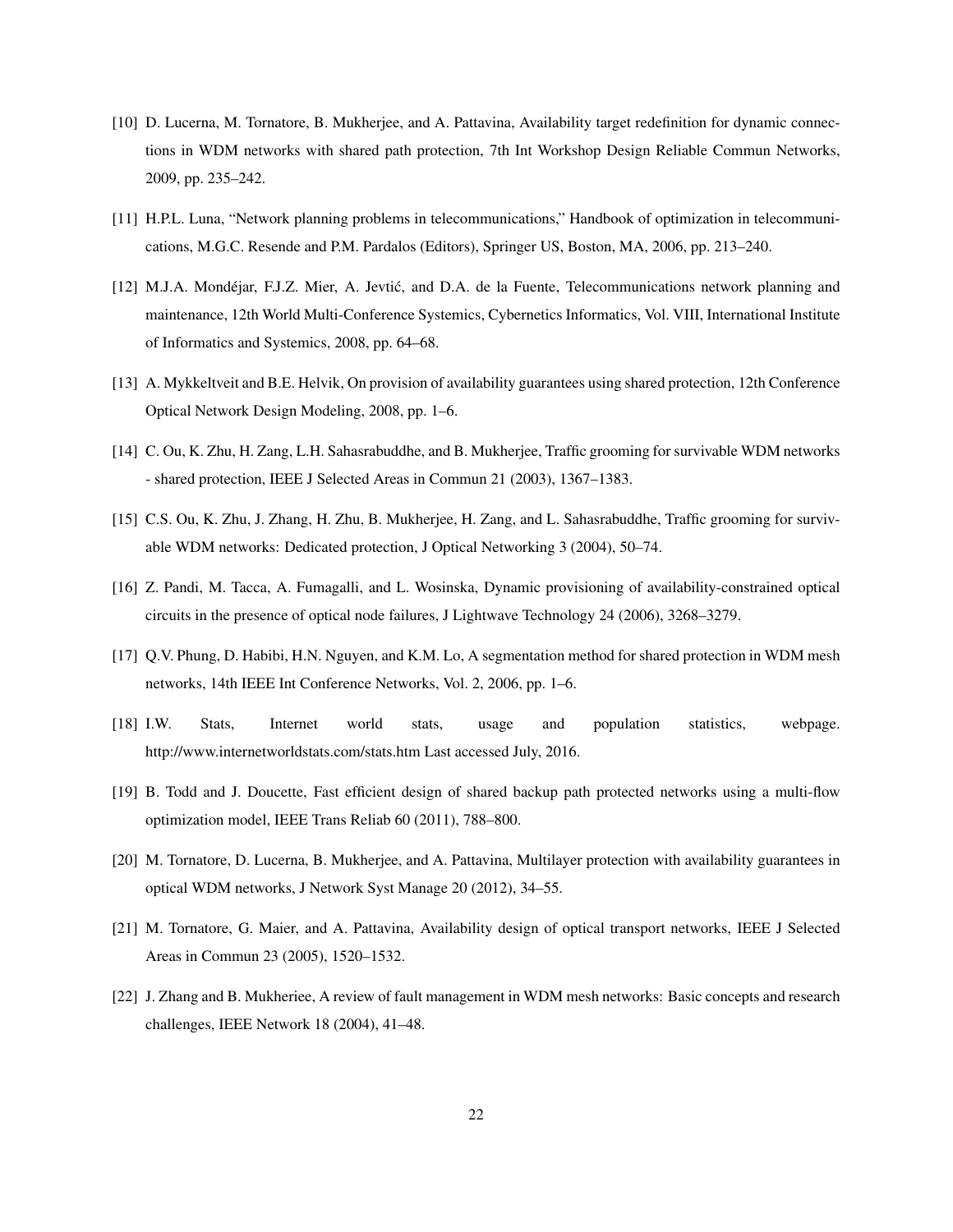[10] D. Lucerna, M. Tornatore, B. Mukherjee, and A. Pattavina, Availability target redefinition for dynamic connections in WDM networks with shared path protection, 7th Int Workshop Design Reliable Commun Networks, 2009, pp. 235–242.

[11] H.P.L. Luna, "Network planning problems in telecommunications," Handbook of optimization in telecommunications, M.G.C. Resende and P.M. Pardalos (Editors), Springer US, Boston, MA, 2006, pp. 213–240.

[12] M.J.A. Mondéjar, F.J.Z. Mier, A. Jevtić, and D.A. de la Fuente, Telecommunications network planning and maintenance, 12th World Multi-Conference Systemics, Cybernetics Informatics, Vol. VIII, International Institute of Informatics and Systemics, 2008, pp. 64–68.

[13] A. Mykkeltveit and B.E. Helvik, On provision of availability guarantees using shared protection, 12th Conference Optical Network Design Modeling, 2008, pp. 1–6.

[14] C. Ou, K. Zhu, H. Zang, L.H. Sahasrabuddhe, and B. Mukherjee, Traffic grooming for survivable WDM networks - shared protection, IEEE J Selected Areas in Commun 21 (2003), 1367–1383.

[15] C.S. Ou, K. Zhu, J. Zhang, H. Zhu, B. Mukherjee, H. Zang, and L. Sahasrabuddhe, Traffic grooming for survivable WDM networks: Dedicated protection, J Optical Networking 3 (2004), 50–74.

[16] Z. Pandi, M. Tacca, A. Fumagalli, and L. Wosinska, Dynamic provisioning of availability-constrained optical circuits in the presence of optical node failures, J Lightwave Technology 24 (2006), 3268–3279.

[17] Q.V. Phung, D. Habibi, H.N. Nguyen, and K.M. Lo, A segmentation method for shared protection in WDM mesh networks, 14th IEEE Int Conference Networks, Vol. 2, 2006, pp. 1–6.

[18] I.W. Stats, Internet world stats, usage and population statistics, webpage. http://www.internetworldstats.com/stats.htm Last accessed July, 2016.

[19] B. Todd and J. Doucette, Fast efficient design of shared backup path protected networks using a multi-flow optimization model, IEEE Trans Reliab 60 (2011), 788–800.

[20] M. Tornatore, D. Lucerna, B. Mukherjee, and A. Pattavina, Multilayer protection with availability guarantees in optical WDM networks, J Network Syst Manage 20 (2012), 34–55.

[21] M. Tornatore, G. Maier, and A. Pattavina, Availability design of optical transport networks, IEEE J Selected Areas in Commun 23 (2005), 1520–1532.

[22] J. Zhang and B. Mukheriee, A review of fault management in WDM mesh networks: Basic concepts and research challenges, IEEE Network 18 (2004), 41–48.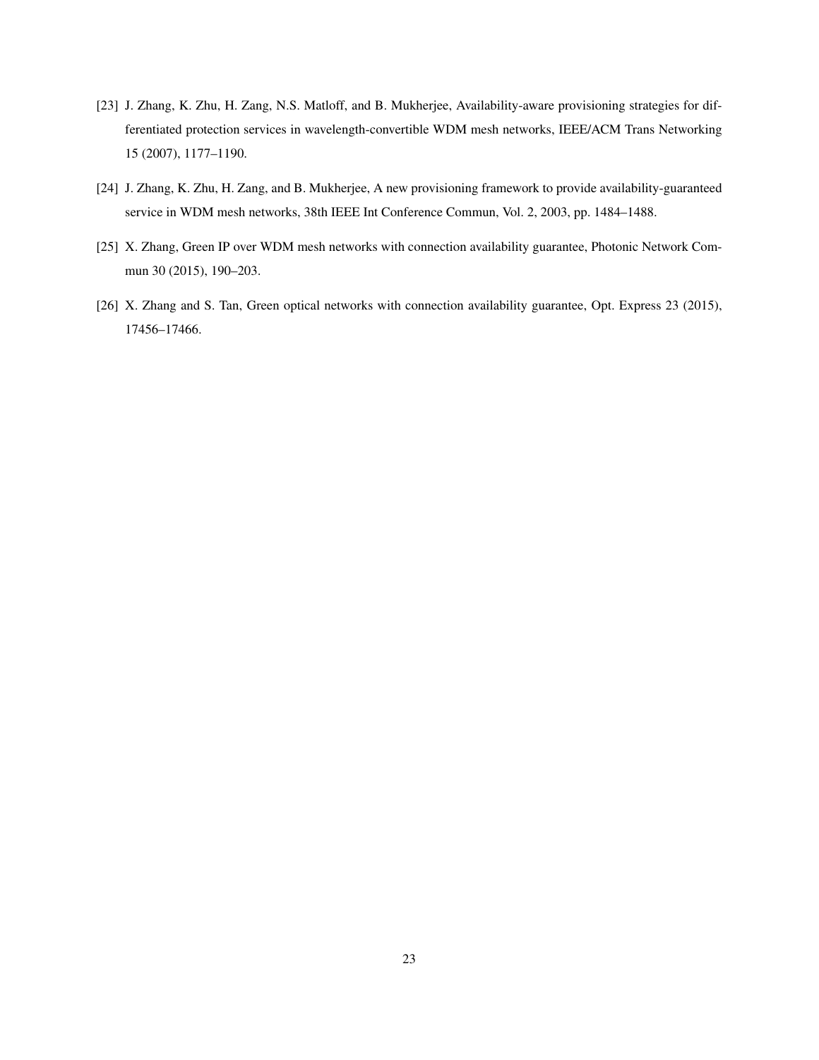[23] J. Zhang, K. Zhu, H. Zang, N.S. Matloff, and B. Mukherjee, Availability-aware provisioning strategies for differentiated protection services in wavelength-convertible WDM mesh networks, IEEE/ACM Trans Networking 15 (2007), 1177–1190.

[24] J. Zhang, K. Zhu, H. Zang, and B. Mukherjee, A new provisioning framework to provide availability-guaranteed service in WDM mesh networks, 38th IEEE Int Conference Commun, Vol. 2, 2003, pp. 1484–1488.

[25] X. Zhang, Green IP over WDM mesh networks with connection availability guarantee, Photonic Network Commun 30 (2015), 190–203.

[26] X. Zhang and S. Tan, Green optical networks with connection availability guarantee, Opt. Express 23 (2015), 17456–17466.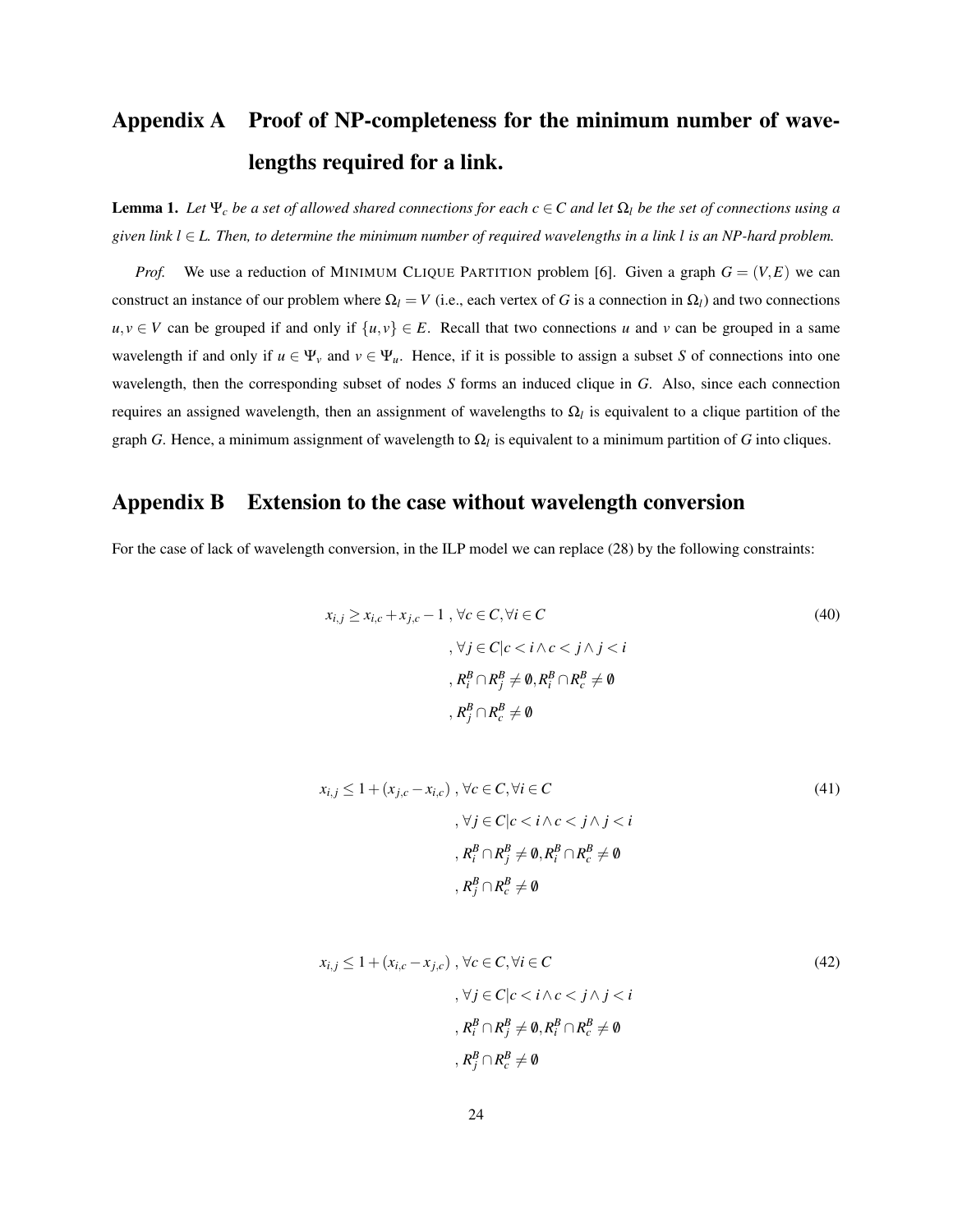# Appendix A Proof of NP-completeness for the minimum number of wavelengths required for a link.

**Lemma 1.** *Let $\Psi_c$ be a set of allowed shared connections for each $c \in C$ and let $\Omega_l$ be the set of connections using a given link $l \in L$. Then, to determine the minimum number of required wavelengths in a link $l$ is an NP-hard problem.*

*Prof.* We use a reduction of MINIMUM CLIQUE PARTITION problem [6]. Given a graph $G = (V, E)$ we can construct an instance of our problem where $\Omega_l = V$ (i.e., each vertex of $G$ is a connection in $\Omega_l$) and two connections $u, v \in V$ can be grouped if and only if $\{u, v\} \in E$. Recall that two connections $u$ and $v$ can be grouped in a same wavelength if and only if $u \in \Psi_v$ and $v \in \Psi_u$. Hence, if it is possible to assign a subset $S$ of connections into one wavelength, then the corresponding subset of nodes $S$ forms an induced clique in $G$. Also, since each connection requires an assigned wavelength, then an assignment of wavelengths to $\Omega_l$ is equivalent to a clique partition of the graph $G$. Hence, a minimum assignment of wavelength to $\Omega_l$ is equivalent to a minimum partition of $G$ into cliques.

# Appendix B Extension to the case without wavelength conversion

For the case of lack of wavelength conversion, in the ILP model we can replace (28) by the following constraints:

$$x_{i,j} \geq x_{i,c} + x_{j,c} - 1 \text{ , } \forall c \in C, \forall i \in C \text{ , } \forall j \in C | c < i \wedge c < j \wedge j < i \text{ , } R_i^B \cap R_j^B \neq \emptyset, R_i^B \cap R_c^B \neq \emptyset \text{ , } R_j^B \cap R_c^B \neq \emptyset \tag{40}$$

$$x_{i,j} \leq 1 + (x_{j,c} - x_{i,c}) \text{ , } \forall c \in C, \forall i \in C \text{ , } \forall j \in C | c < i \wedge c < j \wedge j < i \text{ , } R_i^B \cap R_j^B \neq \emptyset, R_i^B \cap R_c^B \neq \emptyset \text{ , } R_j^B \cap R_c^B \neq \emptyset \tag{41}$$

$$x_{i,j} \leq 1 + (x_{i,c} - x_{j,c}) \text{ , } \forall c \in C, \forall i \in C \text{ , } \forall j \in C | c < i \wedge c < j \wedge j < i \text{ , } R_i^B \cap R_j^B \neq \emptyset, R_i^B \cap R_c^B \neq \emptyset \text{ , } R_j^B \cap R_c^B \neq \emptyset \tag{42}$$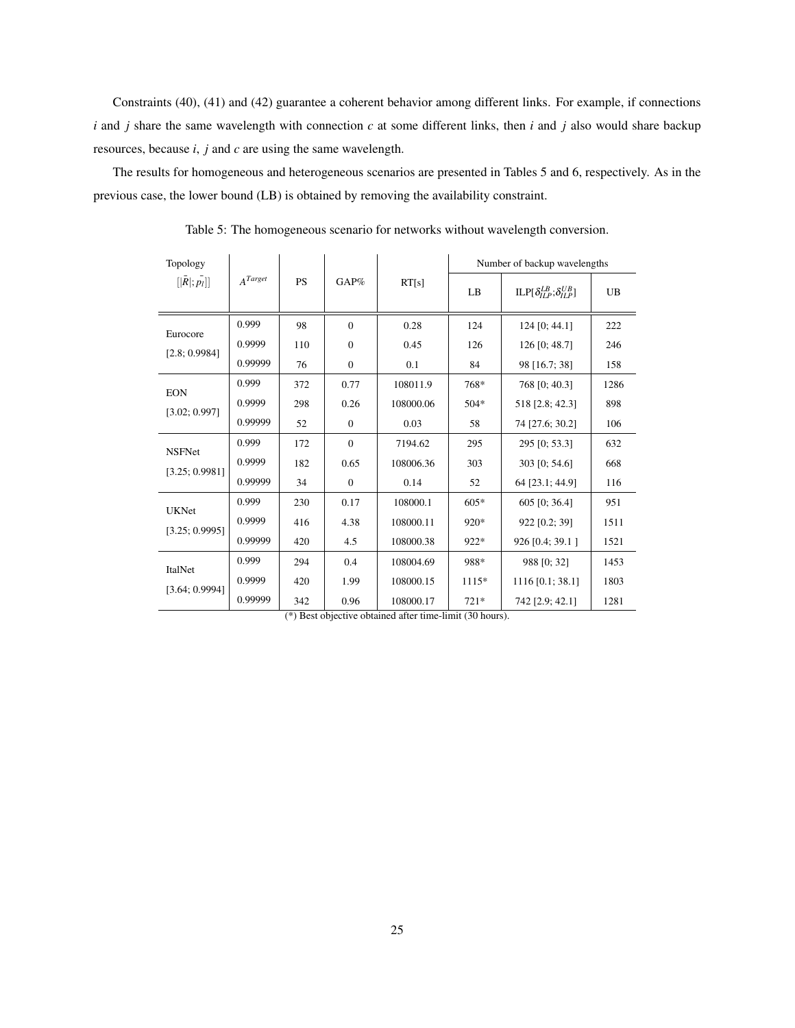Constraints (40), (41) and (42) guarantee a coherent behavior among different links. For example, if connections $i$ and $j$ share the same wavelength with connection $c$ at some different links, then $i$ and $j$ also would share backup resources, because $i$, $j$ and $c$ are using the same wavelength.

The results for homogeneous and heterogeneous scenarios are presented in Tables 5 and 6, respectively. As in the previous case, the lower bound (LB) is obtained by removing the availability constraint.

Table 5: The homogeneous scenario for networks without wavelength conversion.

| Topology $[\lvert\bar{R}\rvert; \bar{p_l}]$ | $A^{Target}$ | PS | GAP% | RT[s] | Number of backup wavelengths | | |
|---|---|---|---|---|---|---|---|
| | | | | | LB | ILP$[\delta^{LB}_{ILP}; \delta^{UB}_{ILP}]$ | UB |
| Eurocore [2.8; 0.9984] | 0.999 | 98 | 0 | 0.28 | 124 | 124 [0; 44.1] | 222 |
| | 0.9999 | 110 | 0 | 0.45 | 126 | 126 [0; 48.7] | 246 |
| | 0.99999 | 76 | 0 | 0.1 | 84 | 98 [16.7; 38] | 158 |
| EON [3.02; 0.997] | 0.999 | 372 | 0.77 | 108011.9 | 768* | 768 [0; 40.3] | 1286 |
| | 0.9999 | 298 | 0.26 | 108000.06 | 504* | 518 [2.8; 42.3] | 898 |
| | 0.99999 | 52 | 0 | 0.03 | 58 | 74 [27.6; 30.2] | 106 |
| NSFNet [3.25; 0.9981] | 0.999 | 172 | 0 | 7194.62 | 295 | 295 [0; 53.3] | 632 |
| | 0.9999 | 182 | 0.65 | 108006.36 | 303 | 303 [0; 54.6] | 668 |
| | 0.99999 | 34 | 0 | 0.14 | 52 | 64 [23.1; 44.9] | 116 |
| UKNet [3.25; 0.9995] | 0.999 | 230 | 0.17 | 108000.1 | 605* | 605 [0; 36.4] | 951 |
| | 0.9999 | 416 | 4.38 | 108000.11 | 920* | 922 [0.2; 39] | 1511 |
| | 0.99999 | 420 | 4.5 | 108000.38 | 922* | 926 [0.4; 39.1 ] | 1521 |
| ItalNet [3.64; 0.9994] | 0.999 | 294 | 0.4 | 108004.69 | 988* | 988 [0; 32] | 1453 |
| | 0.9999 | 420 | 1.99 | 108000.15 | 1115* | 1116 [0.1; 38.1] | 1803 |
| | 0.99999 | 342 | 0.96 | 108000.17 | 721* | 742 [2.9; 42.1] | 1281 |

(*) Best objective obtained after time-limit (30 hours).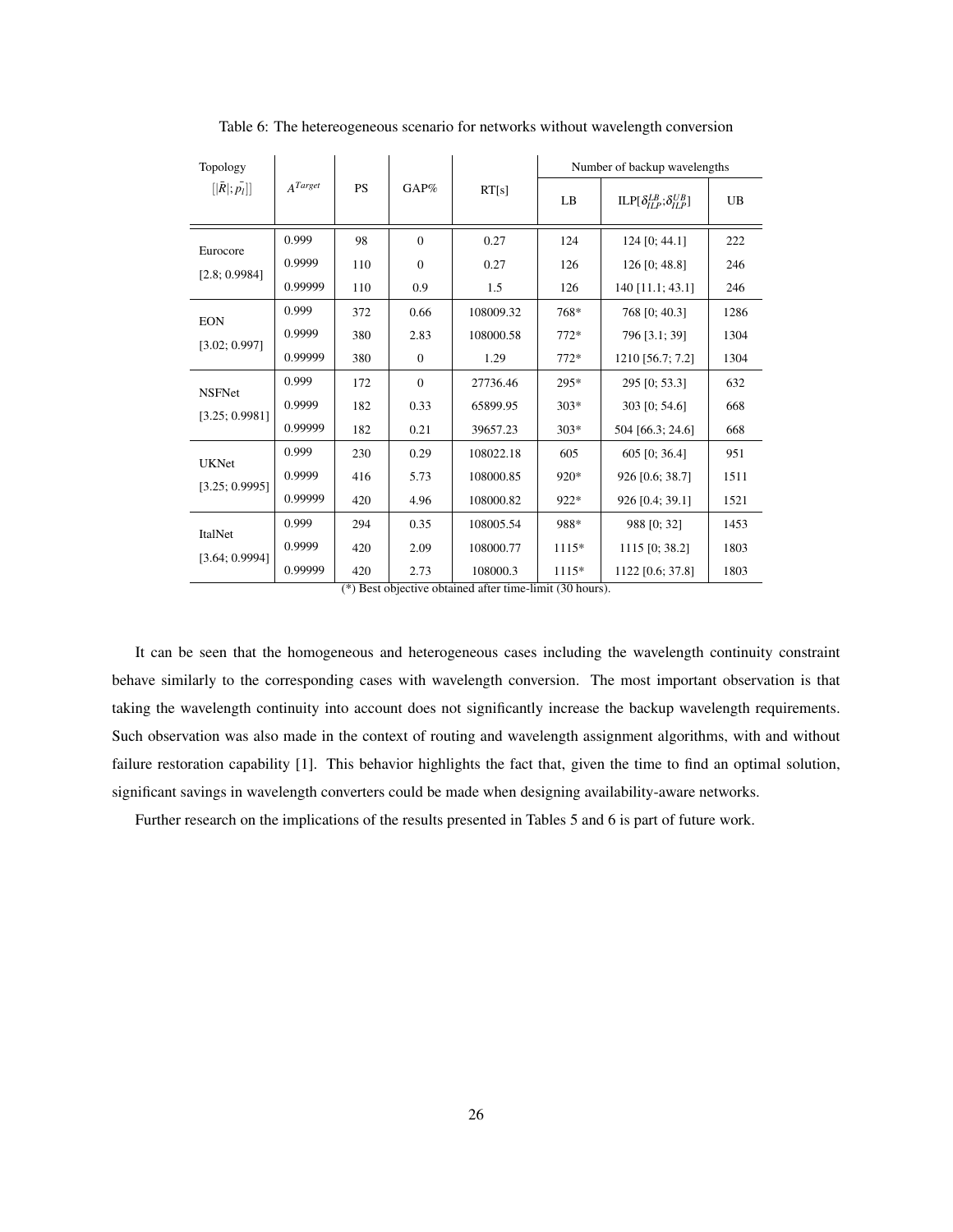Table 6: The hetereogeneous scenario for networks without wavelength conversion

| Topology $[\|\bar{R}\|; \bar{p_l}]$ | $A^{Target}$ | PS | GAP% | RT[s] | Number of backup wavelengths | | |
|---|---|---|---|---|---|---|---|
| | | | | | LB | ILP[$\delta_{ILP}^{LB}$;$\delta_{ILP}^{UB}$] | UB |
| Eurocore [2.8; 0.9984] | 0.999 | 98 | 0 | 0.27 | 124 | 124 [0; 44.1] | 222 |
| | 0.9999 | 110 | 0 | 0.27 | 126 | 126 [0; 48.8] | 246 |
| | 0.99999 | 110 | 0.9 | 1.5 | 126 | 140 [11.1; 43.1] | 246 |
| EON [3.02; 0.997] | 0.999 | 372 | 0.66 | 108009.32 | 768* | 768 [0; 40.3] | 1286 |
| | 0.9999 | 380 | 2.83 | 108000.58 | 772* | 796 [3.1; 39] | 1304 |
| | 0.99999 | 380 | 0 | 1.29 | 772* | 1210 [56.7; 7.2] | 1304 |
| NSFNet [3.25; 0.9981] | 0.999 | 172 | 0 | 27736.46 | 295* | 295 [0; 53.3] | 632 |
| | 0.9999 | 182 | 0.33 | 65899.95 | 303* | 303 [0; 54.6] | 668 |
| | 0.99999 | 182 | 0.21 | 39657.23 | 303* | 504 [66.3; 24.6] | 668 |
| UKNet [3.25; 0.9995] | 0.999 | 230 | 0.29 | 108022.18 | 605 | 605 [0; 36.4] | 951 |
| | 0.9999 | 416 | 5.73 | 108000.85 | 920* | 926 [0.6; 38.7] | 1511 |
| | 0.99999 | 420 | 4.96 | 108000.82 | 922* | 926 [0.4; 39.1] | 1521 |
| ItalNet [3.64; 0.9994] | 0.999 | 294 | 0.35 | 108005.54 | 988* | 988 [0; 32] | 1453 |
| | 0.9999 | 420 | 2.09 | 108000.77 | 1115* | 1115 [0; 38.2] | 1803 |
| | 0.99999 | 420 | 2.73 | 108000.3 | 1115* | 1122 [0.6; 37.8] | 1803 |

(*) Best objective obtained after time-limit (30 hours).

It can be seen that the homogeneous and heterogeneous cases including the wavelength continuity constraint behave similarly to the corresponding cases with wavelength conversion. The most important observation is that taking the wavelength continuity into account does not significantly increase the backup wavelength requirements. Such observation was also made in the context of routing and wavelength assignment algorithms, with and without failure restoration capability [1]. This behavior highlights the fact that, given the time to find an optimal solution, significant savings in wavelength converters could be made when designing availability-aware networks.

Further research on the implications of the results presented in Tables 5 and 6 is part of future work.